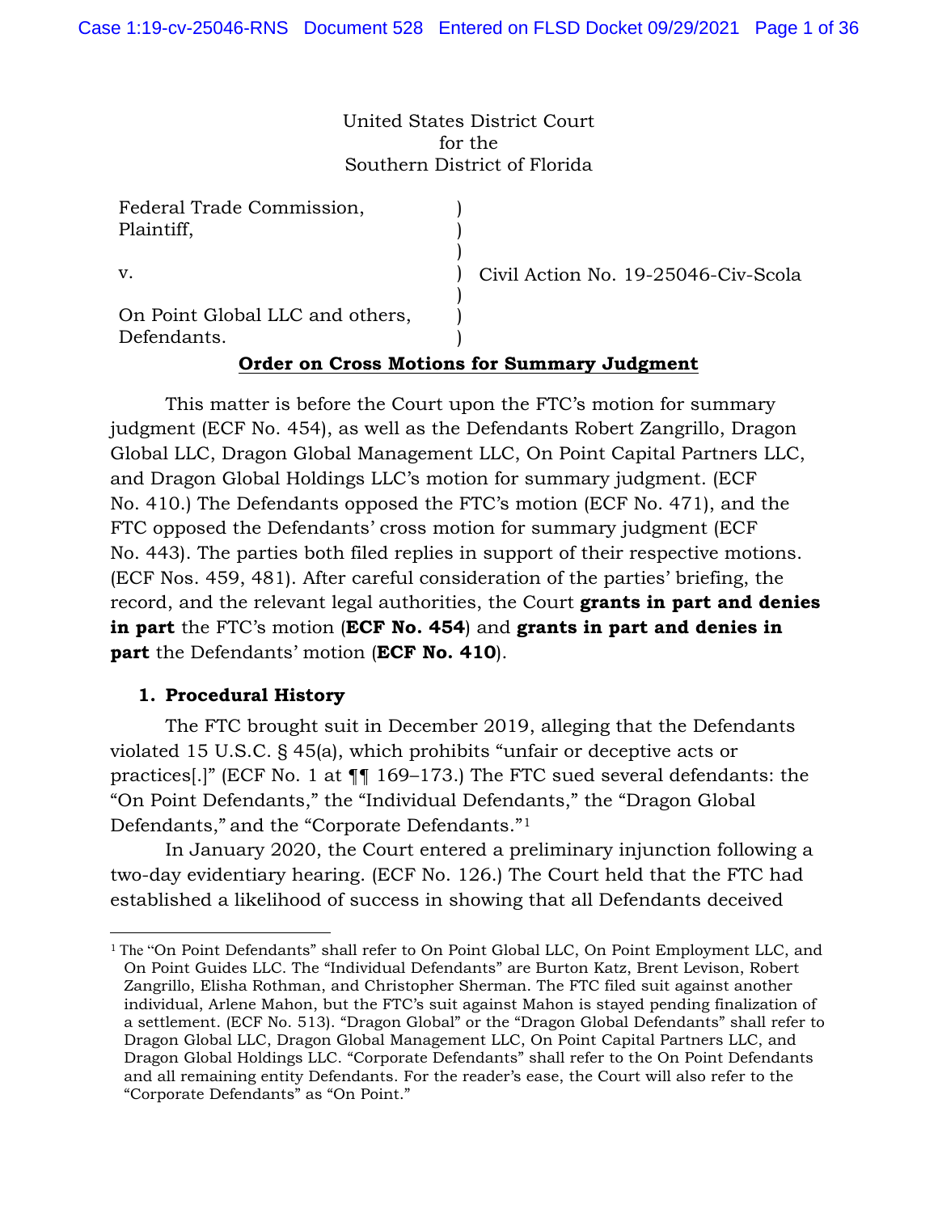United States District Court
for the
Southern District of Florida

| | | |
|---|---|---|
| Federal Trade Commission, Plaintiff, | ) | |
| v. | ) | Civil Action No. 19-25046-Civ-Scola |
| On Point Global LLC and others, Defendants. | ) | |

**Order on Cross Motions for Summary Judgment**

This matter is before the Court upon the FTC's motion for summary judgment (ECF No. 454), as well as the Defendants Robert Zangrillo, Dragon Global LLC, Dragon Global Management LLC, On Point Capital Partners LLC, and Dragon Global Holdings LLC's motion for summary judgment. (ECF No. 410.) The Defendants opposed the FTC's motion (ECF No. 471), and the FTC opposed the Defendants' cross motion for summary judgment (ECF No. 443). The parties both filed replies in support of their respective motions. (ECF Nos. 459, 481). After careful consideration of the parties' briefing, the record, and the relevant legal authorities, the Court **grants in part and denies in part** the FTC's motion (**ECF No. 454**) and **grants in part and denies in part** the Defendants' motion (**ECF No. 410**).

## 1. Procedural History

The FTC brought suit in December 2019, alleging that the Defendants violated 15 U.S.C. § 45(a), which prohibits "unfair or deceptive acts or practices[.]" (ECF No. 1 at ¶¶ 169–173.) The FTC sued several defendants: the "On Point Defendants," the "Individual Defendants," the "Dragon Global Defendants," and the "Corporate Defendants."[1]

In January 2020, the Court entered a preliminary injunction following a two-day evidentiary hearing. (ECF No. 126.) The Court held that the FTC had established a likelihood of success in showing that all Defendants deceived

[1] The "On Point Defendants" shall refer to On Point Global LLC, On Point Employment LLC, and On Point Guides LLC. The "Individual Defendants" are Burton Katz, Brent Levison, Robert Zangrillo, Elisha Rothman, and Christopher Sherman. The FTC filed suit against another individual, Arlene Mahon, but the FTC's suit against Mahon is stayed pending finalization of a settlement. (ECF No. 513). "Dragon Global" or the "Dragon Global Defendants" shall refer to Dragon Global LLC, Dragon Global Management LLC, On Point Capital Partners LLC, and Dragon Global Holdings LLC. "Corporate Defendants" shall refer to the On Point Defendants and all remaining entity Defendants. For the reader's ease, the Court will also refer to the "Corporate Defendants" as "On Point."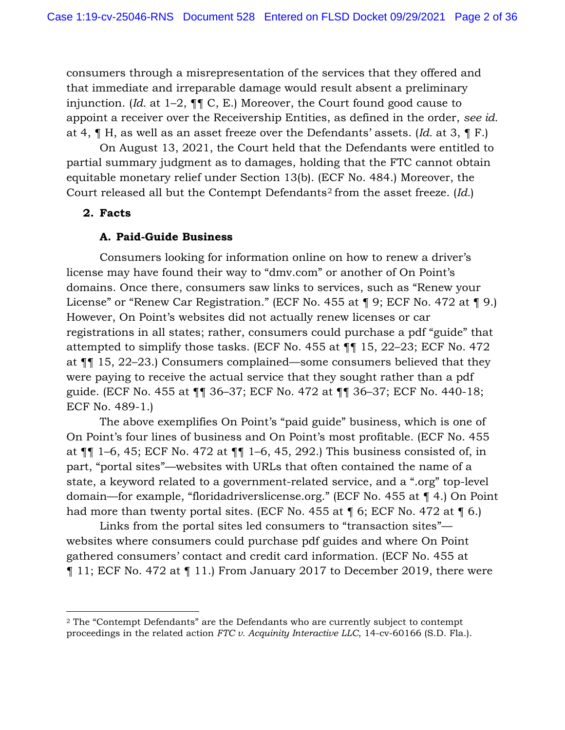consumers through a misrepresentation of the services that they offered and that immediate and irreparable damage would result absent a preliminary injunction. (*Id.* at 1–2, ¶¶ C, E.) Moreover, the Court found good cause to appoint a receiver over the Receivership Entities, as defined in the order, *see id.* at 4, ¶ H, as well as an asset freeze over the Defendants' assets. (*Id.* at 3, ¶ F.)

On August 13, 2021, the Court held that the Defendants were entitled to partial summary judgment as to damages, holding that the FTC cannot obtain equitable monetary relief under Section 13(b). (ECF No. 484.) Moreover, the Court released all but the Contempt Defendants[2] from the asset freeze. (*Id.*)

**2. Facts**

**A. Paid-Guide Business**

Consumers looking for information online on how to renew a driver's license may have found their way to "dmv.com" or another of On Point's domains. Once there, consumers saw links to services, such as "Renew your License" or "Renew Car Registration." (ECF No. 455 at ¶ 9; ECF No. 472 at ¶ 9.) However, On Point's websites did not actually renew licenses or car registrations in all states; rather, consumers could purchase a pdf "guide" that attempted to simplify those tasks. (ECF No. 455 at ¶¶ 15, 22–23; ECF No. 472 at ¶¶ 15, 22–23.) Consumers complained—some consumers believed that they were paying to receive the actual service that they sought rather than a pdf guide. (ECF No. 455 at ¶¶ 36–37; ECF No. 472 at ¶¶ 36–37; ECF No. 440-18; ECF No. 489-1.)

The above exemplifies On Point's "paid guide" business, which is one of On Point's four lines of business and On Point's most profitable. (ECF No. 455 at ¶¶ 1–6, 45; ECF No. 472 at ¶¶ 1–6, 45, 292.) This business consisted of, in part, "portal sites"—websites with URLs that often contained the name of a state, a keyword related to a government-related service, and a ".org" top-level domain—for example, "floridadriverslicense.org." (ECF No. 455 at ¶ 4.) On Point had more than twenty portal sites. (ECF No. 455 at ¶ 6; ECF No. 472 at ¶ 6.)

Links from the portal sites led consumers to "transaction sites"—websites where consumers could purchase pdf guides and where On Point gathered consumers' contact and credit card information. (ECF No. 455 at ¶ 11; ECF No. 472 at ¶ 11.) From January 2017 to December 2019, there were

---

[2] The "Contempt Defendants" are the Defendants who are currently subject to contempt proceedings in the related action *FTC v. Acquinity Interactive LLC*, 14-cv-60166 (S.D. Fla.).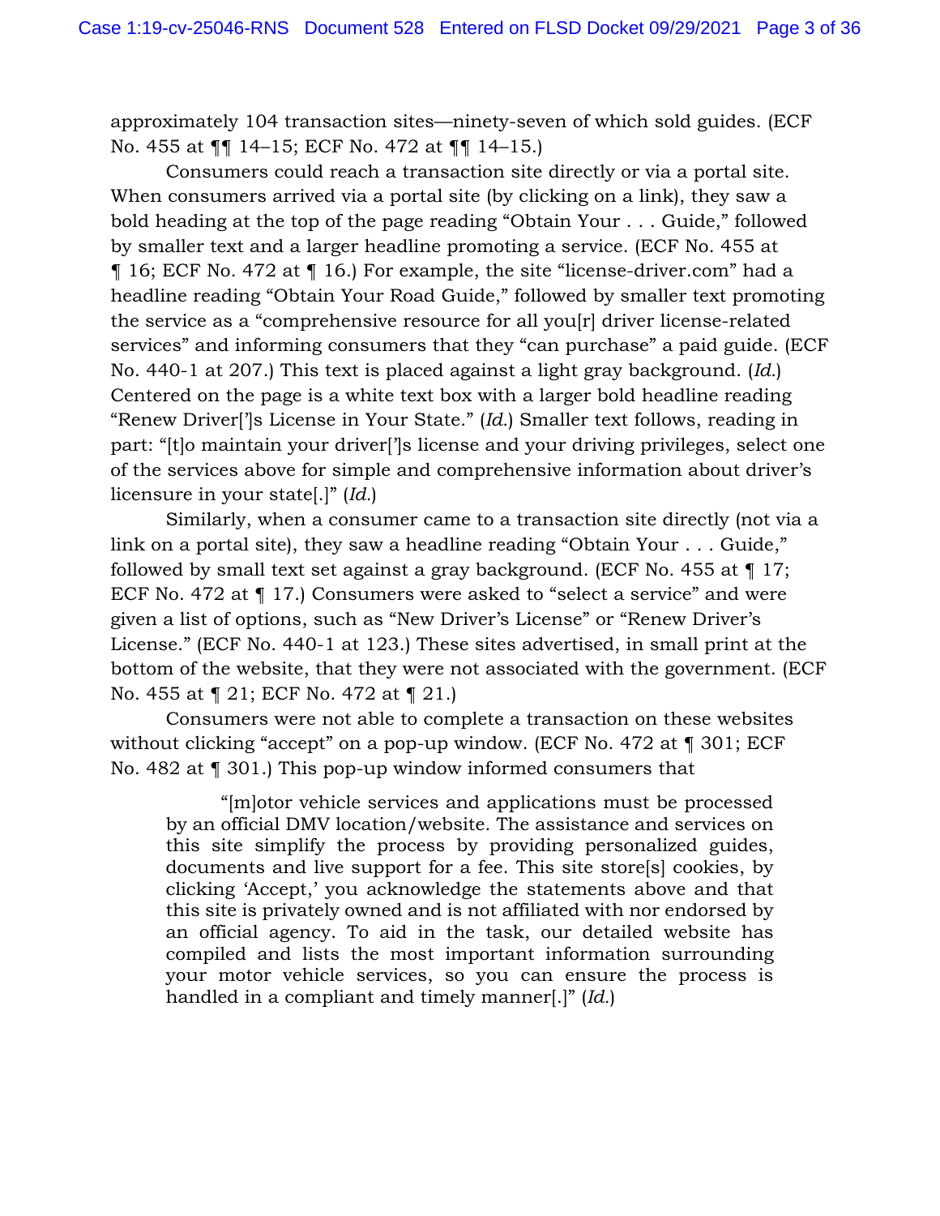approximately 104 transaction sites—ninety-seven of which sold guides. (ECF No. 455 at ¶¶ 14–15; ECF No. 472 at ¶¶ 14–15.)

Consumers could reach a transaction site directly or via a portal site. When consumers arrived via a portal site (by clicking on a link), they saw a bold heading at the top of the page reading "Obtain Your . . . Guide," followed by smaller text and a larger headline promoting a service. (ECF No. 455 at ¶ 16; ECF No. 472 at ¶ 16.) For example, the site "license-driver.com" had a headline reading "Obtain Your Road Guide," followed by smaller text promoting the service as a "comprehensive resource for all you[r] driver license-related services" and informing consumers that they "can purchase" a paid guide. (ECF No. 440-1 at 207.) This text is placed against a light gray background. (*Id.*) Centered on the page is a white text box with a larger bold headline reading "Renew Driver[']s License in Your State." (*Id.*) Smaller text follows, reading in part: "[t]o maintain your driver[']s license and your driving privileges, select one of the services above for simple and comprehensive information about driver's licensure in your state[.]" (*Id.*)

Similarly, when a consumer came to a transaction site directly (not via a link on a portal site), they saw a headline reading "Obtain Your . . . Guide," followed by small text set against a gray background. (ECF No. 455 at ¶ 17; ECF No. 472 at ¶ 17.) Consumers were asked to "select a service" and were given a list of options, such as "New Driver's License" or "Renew Driver's License." (ECF No. 440-1 at 123.) These sites advertised, in small print at the bottom of the website, that they were not associated with the government. (ECF No. 455 at ¶ 21; ECF No. 472 at ¶ 21.)

Consumers were not able to complete a transaction on these websites without clicking "accept" on a pop-up window. (ECF No. 472 at ¶ 301; ECF No. 482 at ¶ 301.) This pop-up window informed consumers that

> "[m]otor vehicle services and applications must be processed by an official DMV location/website. The assistance and services on this site simplify the process by providing personalized guides, documents and live support for a fee. This site store[s] cookies, by clicking 'Accept,' you acknowledge the statements above and that this site is privately owned and is not affiliated with nor endorsed by an official agency. To aid in the task, our detailed website has compiled and lists the most important information surrounding your motor vehicle services, so you can ensure the process is handled in a compliant and timely manner[.]" (*Id.*)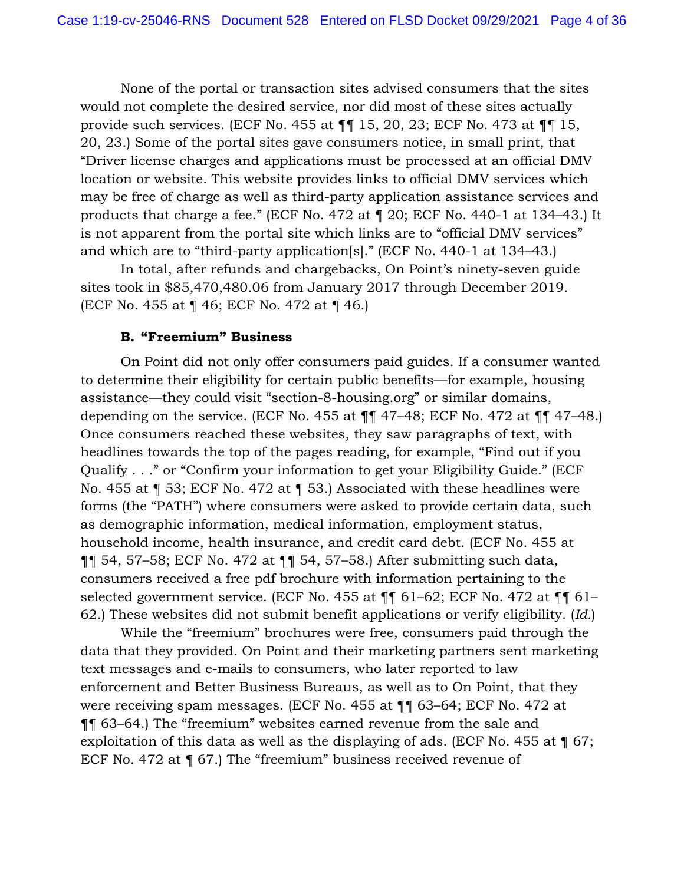None of the portal or transaction sites advised consumers that the sites would not complete the desired service, nor did most of these sites actually provide such services. (ECF No. 455 at ¶¶ 15, 20, 23; ECF No. 473 at ¶¶ 15, 20, 23.) Some of the portal sites gave consumers notice, in small print, that "Driver license charges and applications must be processed at an official DMV location or website. This website provides links to official DMV services which may be free of charge as well as third-party application assistance services and products that charge a fee." (ECF No. 472 at ¶ 20; ECF No. 440-1 at 134–43.) It is not apparent from the portal site which links are to "official DMV services" and which are to "third-party application[s]." (ECF No. 440-1 at 134–43.)

In total, after refunds and chargebacks, On Point's ninety-seven guide sites took in $85,470,480.06 from January 2017 through December 2019. (ECF No. 455 at ¶ 46; ECF No. 472 at ¶ 46.)

**B. "Freemium" Business**

On Point did not only offer consumers paid guides. If a consumer wanted to determine their eligibility for certain public benefits—for example, housing assistance—they could visit "section-8-housing.org" or similar domains, depending on the service. (ECF No. 455 at ¶¶ 47–48; ECF No. 472 at ¶¶ 47–48.) Once consumers reached these websites, they saw paragraphs of text, with headlines towards the top of the pages reading, for example, "Find out if you Qualify . . ." or "Confirm your information to get your Eligibility Guide." (ECF No. 455 at ¶ 53; ECF No. 472 at ¶ 53.) Associated with these headlines were forms (the "PATH") where consumers were asked to provide certain data, such as demographic information, medical information, employment status, household income, health insurance, and credit card debt. (ECF No. 455 at ¶¶ 54, 57–58; ECF No. 472 at ¶¶ 54, 57–58.) After submitting such data, consumers received a free pdf brochure with information pertaining to the selected government service. (ECF No. 455 at ¶¶ 61–62; ECF No. 472 at ¶¶ 61–62.) These websites did not submit benefit applications or verify eligibility. (*Id.*)

While the "freemium" brochures were free, consumers paid through the data that they provided. On Point and their marketing partners sent marketing text messages and e-mails to consumers, who later reported to law enforcement and Better Business Bureaus, as well as to On Point, that they were receiving spam messages. (ECF No. 455 at ¶¶ 63–64; ECF No. 472 at ¶¶ 63–64.) The "freemium" websites earned revenue from the sale and exploitation of this data as well as the displaying of ads. (ECF No. 455 at ¶ 67; ECF No. 472 at ¶ 67.) The "freemium" business received revenue of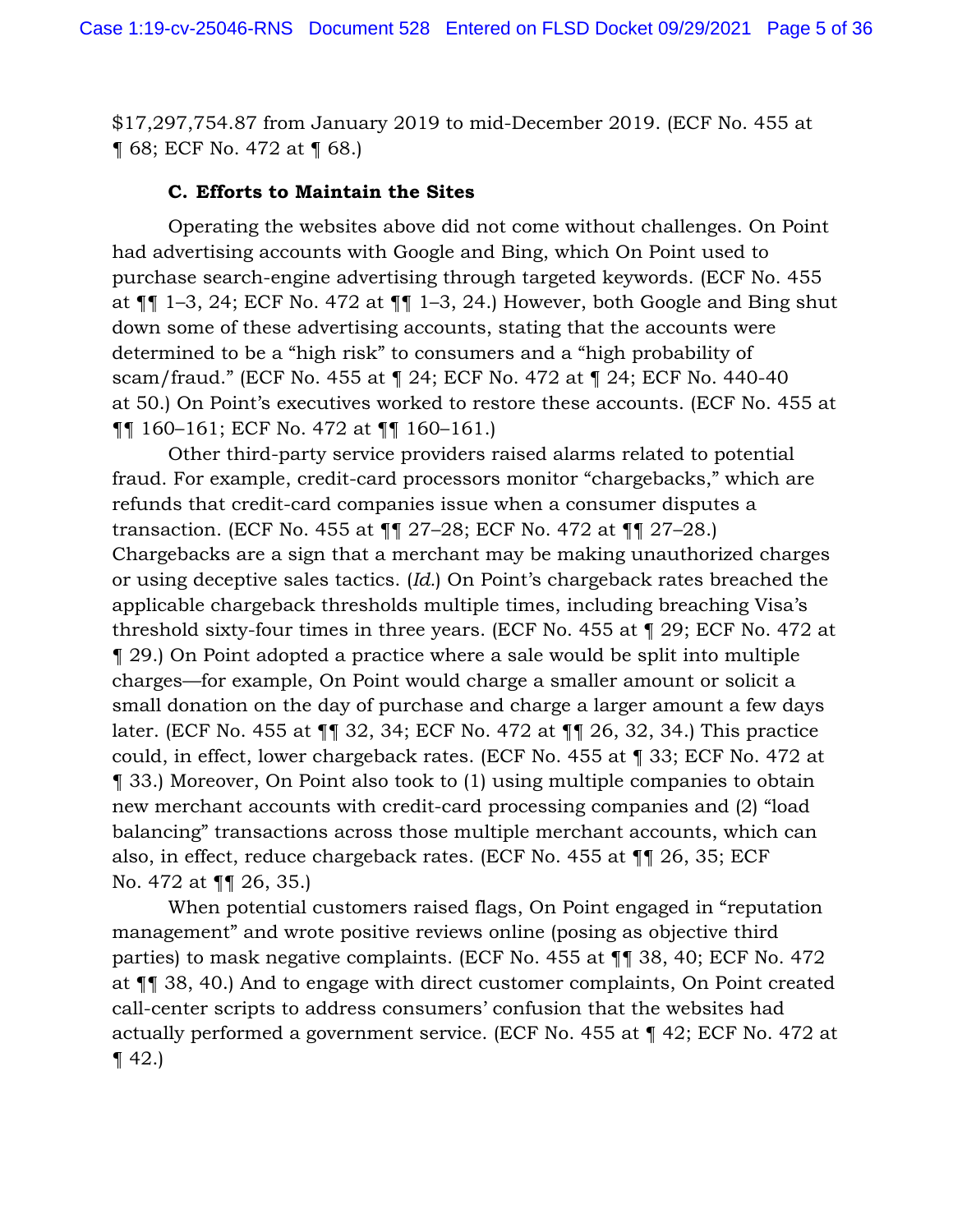$17,297,754.87 from January 2019 to mid-December 2019. (ECF No. 455 at ¶ 68; ECF No. 472 at ¶ 68.)

### C. Efforts to Maintain the Sites

Operating the websites above did not come without challenges. On Point had advertising accounts with Google and Bing, which On Point used to purchase search-engine advertising through targeted keywords. (ECF No. 455 at ¶¶ 1–3, 24; ECF No. 472 at ¶¶ 1–3, 24.) However, both Google and Bing shut down some of these advertising accounts, stating that the accounts were determined to be a "high risk" to consumers and a "high probability of scam/fraud." (ECF No. 455 at ¶ 24; ECF No. 472 at ¶ 24; ECF No. 440-40 at 50.) On Point's executives worked to restore these accounts. (ECF No. 455 at ¶¶ 160–161; ECF No. 472 at ¶¶ 160–161.)

Other third-party service providers raised alarms related to potential fraud. For example, credit-card processors monitor "chargebacks," which are refunds that credit-card companies issue when a consumer disputes a transaction. (ECF No. 455 at ¶¶ 27–28; ECF No. 472 at ¶¶ 27–28.) Chargebacks are a sign that a merchant may be making unauthorized charges or using deceptive sales tactics. (*Id.*) On Point's chargeback rates breached the applicable chargeback thresholds multiple times, including breaching Visa's threshold sixty-four times in three years. (ECF No. 455 at ¶ 29; ECF No. 472 at ¶ 29.) On Point adopted a practice where a sale would be split into multiple charges—for example, On Point would charge a smaller amount or solicit a small donation on the day of purchase and charge a larger amount a few days later. (ECF No. 455 at ¶¶ 32, 34; ECF No. 472 at ¶¶ 26, 32, 34.) This practice could, in effect, lower chargeback rates. (ECF No. 455 at ¶ 33; ECF No. 472 at ¶ 33.) Moreover, On Point also took to (1) using multiple companies to obtain new merchant accounts with credit-card processing companies and (2) "load balancing" transactions across those multiple merchant accounts, which can also, in effect, reduce chargeback rates. (ECF No. 455 at ¶¶ 26, 35; ECF No. 472 at ¶¶ 26, 35.)

When potential customers raised flags, On Point engaged in "reputation management" and wrote positive reviews online (posing as objective third parties) to mask negative complaints. (ECF No. 455 at ¶¶ 38, 40; ECF No. 472 at ¶¶ 38, 40.) And to engage with direct customer complaints, On Point created call-center scripts to address consumers' confusion that the websites had actually performed a government service. (ECF No. 455 at ¶ 42; ECF No. 472 at ¶ 42.)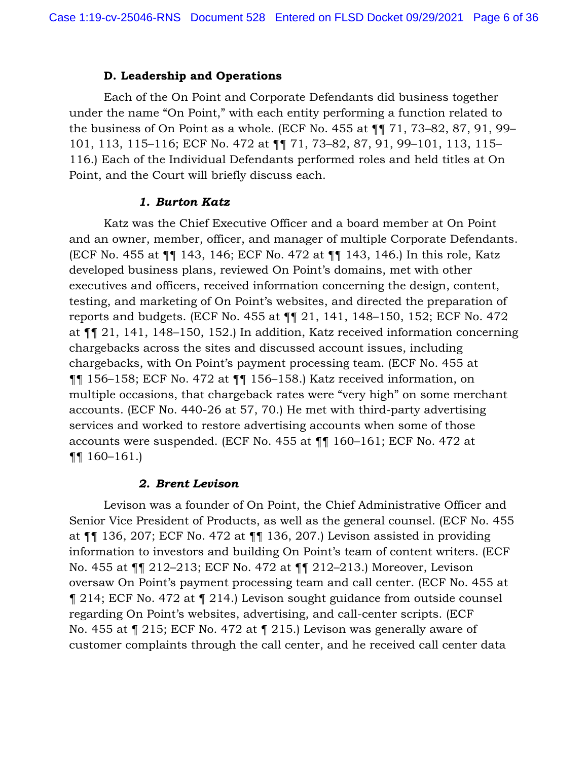### D. Leadership and Operations

Each of the On Point and Corporate Defendants did business together under the name "On Point," with each entity performing a function related to the business of On Point as a whole. (ECF No. 455 at ¶¶ 71, 73–82, 87, 91, 99–101, 113, 115–116; ECF No. 472 at ¶¶ 71, 73–82, 87, 91, 99–101, 113, 115–116.) Each of the Individual Defendants performed roles and held titles at On Point, and the Court will briefly discuss each.

#### *1. Burton Katz*

Katz was the Chief Executive Officer and a board member at On Point and an owner, member, officer, and manager of multiple Corporate Defendants. (ECF No. 455 at ¶¶ 143, 146; ECF No. 472 at ¶¶ 143, 146.) In this role, Katz developed business plans, reviewed On Point's domains, met with other executives and officers, received information concerning the design, content, testing, and marketing of On Point's websites, and directed the preparation of reports and budgets. (ECF No. 455 at ¶¶ 21, 141, 148–150, 152; ECF No. 472 at ¶¶ 21, 141, 148–150, 152.) In addition, Katz received information concerning chargebacks across the sites and discussed account issues, including chargebacks, with On Point's payment processing team. (ECF No. 455 at ¶¶ 156–158; ECF No. 472 at ¶¶ 156–158.) Katz received information, on multiple occasions, that chargeback rates were "very high" on some merchant accounts. (ECF No. 440-26 at 57, 70.) He met with third-party advertising services and worked to restore advertising accounts when some of those accounts were suspended. (ECF No. 455 at ¶¶ 160–161; ECF No. 472 at ¶¶ 160–161.)

#### *2. Brent Levison*

Levison was a founder of On Point, the Chief Administrative Officer and Senior Vice President of Products, as well as the general counsel. (ECF No. 455 at ¶¶ 136, 207; ECF No. 472 at ¶¶ 136, 207.) Levison assisted in providing information to investors and building On Point's team of content writers. (ECF No. 455 at ¶¶ 212–213; ECF No. 472 at ¶¶ 212–213.) Moreover, Levison oversaw On Point's payment processing team and call center. (ECF No. 455 at ¶ 214; ECF No. 472 at ¶ 214.) Levison sought guidance from outside counsel regarding On Point's websites, advertising, and call-center scripts. (ECF No. 455 at ¶ 215; ECF No. 472 at ¶ 215.) Levison was generally aware of customer complaints through the call center, and he received call center data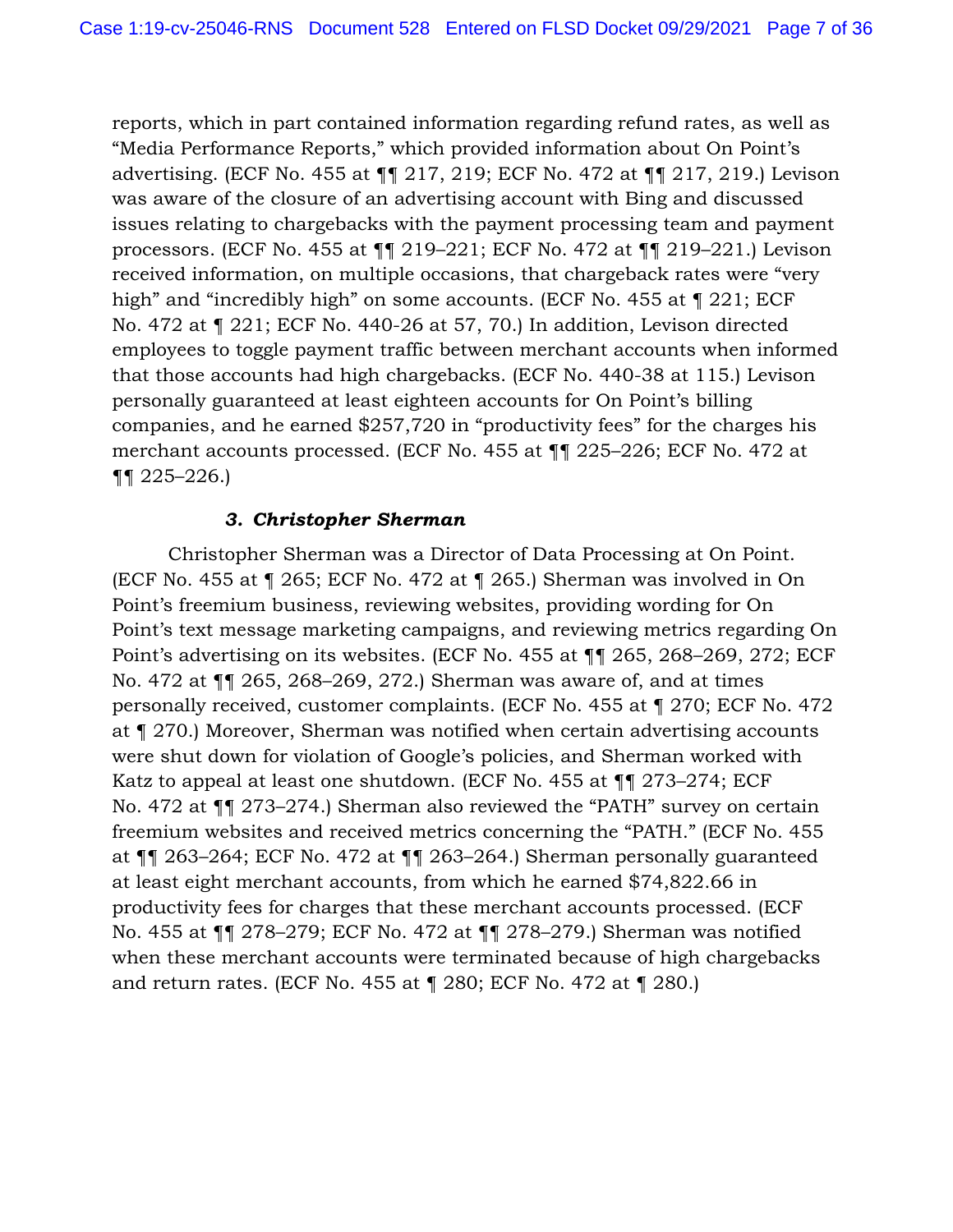reports, which in part contained information regarding refund rates, as well as "Media Performance Reports," which provided information about On Point's advertising. (ECF No. 455 at ¶¶ 217, 219; ECF No. 472 at ¶¶ 217, 219.) Levison was aware of the closure of an advertising account with Bing and discussed issues relating to chargebacks with the payment processing team and payment processors. (ECF No. 455 at ¶¶ 219–221; ECF No. 472 at ¶¶ 219–221.) Levison received information, on multiple occasions, that chargeback rates were "very high" and "incredibly high" on some accounts. (ECF No. 455 at ¶ 221; ECF No. 472 at ¶ 221; ECF No. 440-26 at 57, 70.) In addition, Levison directed employees to toggle payment traffic between merchant accounts when informed that those accounts had high chargebacks. (ECF No. 440-38 at 115.) Levison personally guaranteed at least eighteen accounts for On Point's billing companies, and he earned $257,720 in "productivity fees" for the charges his merchant accounts processed. (ECF No. 455 at ¶¶ 225–226; ECF No. 472 at ¶¶ 225–226.)

### *3. Christopher Sherman*

Christopher Sherman was a Director of Data Processing at On Point. (ECF No. 455 at ¶ 265; ECF No. 472 at ¶ 265.) Sherman was involved in On Point's freemium business, reviewing websites, providing wording for On Point's text message marketing campaigns, and reviewing metrics regarding On Point's advertising on its websites. (ECF No. 455 at ¶¶ 265, 268–269, 272; ECF No. 472 at ¶¶ 265, 268–269, 272.) Sherman was aware of, and at times personally received, customer complaints. (ECF No. 455 at ¶ 270; ECF No. 472 at ¶ 270.) Moreover, Sherman was notified when certain advertising accounts were shut down for violation of Google's policies, and Sherman worked with Katz to appeal at least one shutdown. (ECF No. 455 at ¶¶ 273–274; ECF No. 472 at ¶¶ 273–274.) Sherman also reviewed the "PATH" survey on certain freemium websites and received metrics concerning the "PATH." (ECF No. 455 at ¶¶ 263–264; ECF No. 472 at ¶¶ 263–264.) Sherman personally guaranteed at least eight merchant accounts, from which he earned $74,822.66 in productivity fees for charges that these merchant accounts processed. (ECF No. 455 at ¶¶ 278–279; ECF No. 472 at ¶¶ 278–279.) Sherman was notified when these merchant accounts were terminated because of high chargebacks and return rates. (ECF No. 455 at ¶ 280; ECF No. 472 at ¶ 280.)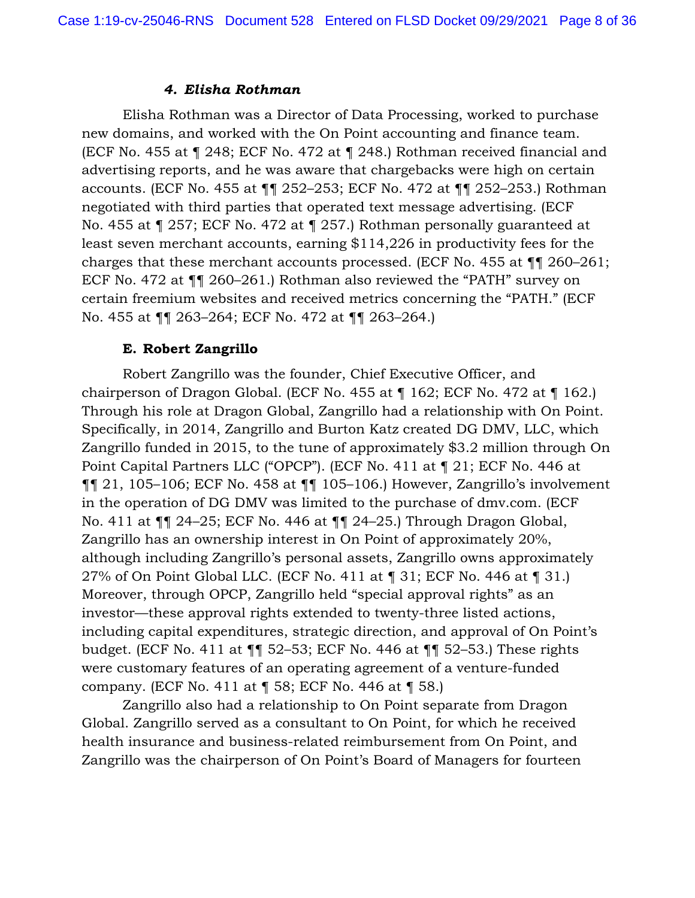#### *4. Elisha Rothman*

Elisha Rothman was a Director of Data Processing, worked to purchase new domains, and worked with the On Point accounting and finance team. (ECF No. 455 at ¶ 248; ECF No. 472 at ¶ 248.) Rothman received financial and advertising reports, and he was aware that chargebacks were high on certain accounts. (ECF No. 455 at ¶¶ 252–253; ECF No. 472 at ¶¶ 252–253.) Rothman negotiated with third parties that operated text message advertising. (ECF No. 455 at ¶ 257; ECF No. 472 at ¶ 257.) Rothman personally guaranteed at least seven merchant accounts, earning $114,226 in productivity fees for the charges that these merchant accounts processed. (ECF No. 455 at ¶¶ 260–261; ECF No. 472 at ¶¶ 260–261.) Rothman also reviewed the "PATH" survey on certain freemium websites and received metrics concerning the "PATH." (ECF No. 455 at ¶¶ 263–264; ECF No. 472 at ¶¶ 263–264.)

### E. Robert Zangrillo

Robert Zangrillo was the founder, Chief Executive Officer, and chairperson of Dragon Global. (ECF No. 455 at ¶ 162; ECF No. 472 at ¶ 162.) Through his role at Dragon Global, Zangrillo had a relationship with On Point. Specifically, in 2014, Zangrillo and Burton Katz created DG DMV, LLC, which Zangrillo funded in 2015, to the tune of approximately $3.2 million through On Point Capital Partners LLC ("OPCP"). (ECF No. 411 at ¶ 21; ECF No. 446 at ¶¶ 21, 105–106; ECF No. 458 at ¶¶ 105–106.) However, Zangrillo's involvement in the operation of DG DMV was limited to the purchase of dmv.com. (ECF No. 411 at ¶¶ 24–25; ECF No. 446 at ¶¶ 24–25.) Through Dragon Global, Zangrillo has an ownership interest in On Point of approximately 20%, although including Zangrillo's personal assets, Zangrillo owns approximately 27% of On Point Global LLC. (ECF No. 411 at ¶ 31; ECF No. 446 at ¶ 31.) Moreover, through OPCP, Zangrillo held "special approval rights" as an investor—these approval rights extended to twenty-three listed actions, including capital expenditures, strategic direction, and approval of On Point's budget. (ECF No. 411 at ¶¶ 52–53; ECF No. 446 at ¶¶ 52–53.) These rights were customary features of an operating agreement of a venture-funded company. (ECF No. 411 at ¶ 58; ECF No. 446 at ¶ 58.)

Zangrillo also had a relationship to On Point separate from Dragon Global. Zangrillo served as a consultant to On Point, for which he received health insurance and business-related reimbursement from On Point, and Zangrillo was the chairperson of On Point's Board of Managers for fourteen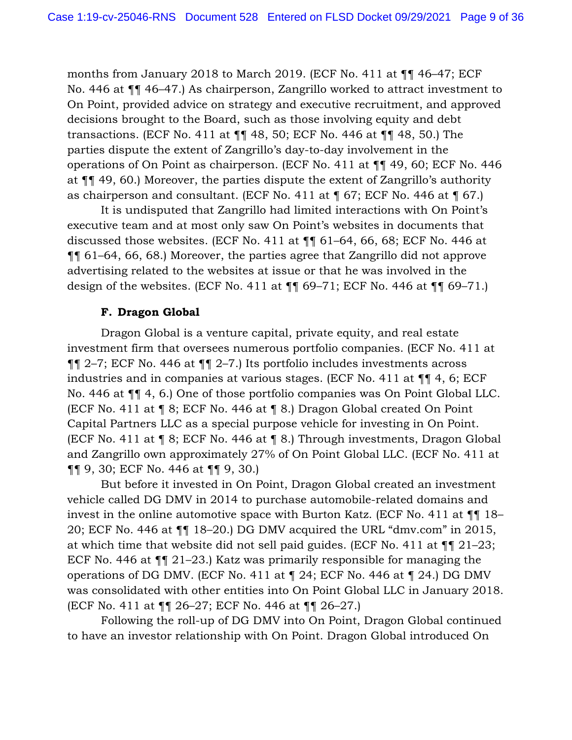months from January 2018 to March 2019. (ECF No. 411 at ¶¶ 46–47; ECF No. 446 at ¶¶ 46–47.) As chairperson, Zangrillo worked to attract investment to On Point, provided advice on strategy and executive recruitment, and approved decisions brought to the Board, such as those involving equity and debt transactions. (ECF No. 411 at ¶¶ 48, 50; ECF No. 446 at ¶¶ 48, 50.) The parties dispute the extent of Zangrillo's day-to-day involvement in the operations of On Point as chairperson. (ECF No. 411 at ¶¶ 49, 60; ECF No. 446 at ¶¶ 49, 60.) Moreover, the parties dispute the extent of Zangrillo's authority as chairperson and consultant. (ECF No. 411 at ¶ 67; ECF No. 446 at ¶ 67.)

It is undisputed that Zangrillo had limited interactions with On Point's executive team and at most only saw On Point's websites in documents that discussed those websites. (ECF No. 411 at ¶¶ 61–64, 66, 68; ECF No. 446 at ¶¶ 61–64, 66, 68.) Moreover, the parties agree that Zangrillo did not approve advertising related to the websites at issue or that he was involved in the design of the websites. (ECF No. 411 at ¶¶ 69–71; ECF No. 446 at ¶¶ 69–71.)

**F. Dragon Global**

Dragon Global is a venture capital, private equity, and real estate investment firm that oversees numerous portfolio companies. (ECF No. 411 at ¶¶ 2–7; ECF No. 446 at ¶¶ 2–7.) Its portfolio includes investments across industries and in companies at various stages. (ECF No. 411 at ¶¶ 4, 6; ECF No. 446 at ¶¶ 4, 6.) One of those portfolio companies was On Point Global LLC. (ECF No. 411 at ¶ 8; ECF No. 446 at ¶ 8.) Dragon Global created On Point Capital Partners LLC as a special purpose vehicle for investing in On Point. (ECF No. 411 at ¶ 8; ECF No. 446 at ¶ 8.) Through investments, Dragon Global and Zangrillo own approximately 27% of On Point Global LLC. (ECF No. 411 at ¶¶ 9, 30; ECF No. 446 at ¶¶ 9, 30.)

But before it invested in On Point, Dragon Global created an investment vehicle called DG DMV in 2014 to purchase automobile-related domains and invest in the online automotive space with Burton Katz. (ECF No. 411 at ¶¶ 18–20; ECF No. 446 at ¶¶ 18–20.) DG DMV acquired the URL "dmv.com" in 2015, at which time that website did not sell paid guides. (ECF No. 411 at ¶¶ 21–23; ECF No. 446 at ¶¶ 21–23.) Katz was primarily responsible for managing the operations of DG DMV. (ECF No. 411 at ¶ 24; ECF No. 446 at ¶ 24.) DG DMV was consolidated with other entities into On Point Global LLC in January 2018. (ECF No. 411 at ¶¶ 26–27; ECF No. 446 at ¶¶ 26–27.)

Following the roll-up of DG DMV into On Point, Dragon Global continued to have an investor relationship with On Point. Dragon Global introduced On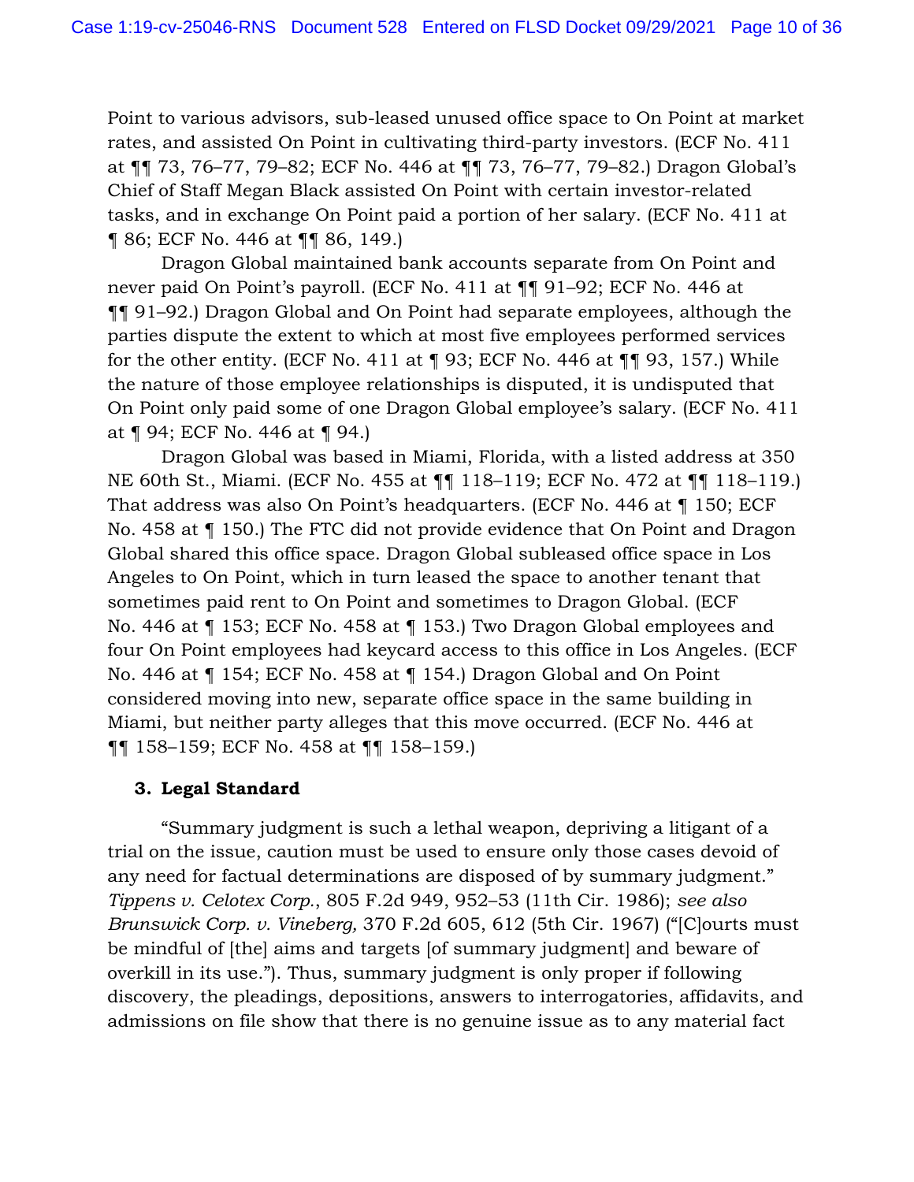Point to various advisors, sub-leased unused office space to On Point at market rates, and assisted On Point in cultivating third-party investors. (ECF No. 411 at ¶¶ 73, 76–77, 79–82; ECF No. 446 at ¶¶ 73, 76–77, 79–82.) Dragon Global's Chief of Staff Megan Black assisted On Point with certain investor-related tasks, and in exchange On Point paid a portion of her salary. (ECF No. 411 at ¶ 86; ECF No. 446 at ¶¶ 86, 149.)

Dragon Global maintained bank accounts separate from On Point and never paid On Point's payroll. (ECF No. 411 at ¶¶ 91–92; ECF No. 446 at ¶¶ 91–92.) Dragon Global and On Point had separate employees, although the parties dispute the extent to which at most five employees performed services for the other entity. (ECF No. 411 at ¶ 93; ECF No. 446 at ¶¶ 93, 157.) While the nature of those employee relationships is disputed, it is undisputed that On Point only paid some of one Dragon Global employee's salary. (ECF No. 411 at ¶ 94; ECF No. 446 at ¶ 94.)

Dragon Global was based in Miami, Florida, with a listed address at 350 NE 60th St., Miami. (ECF No. 455 at ¶¶ 118–119; ECF No. 472 at ¶¶ 118–119.) That address was also On Point's headquarters. (ECF No. 446 at ¶ 150; ECF No. 458 at ¶ 150.) The FTC did not provide evidence that On Point and Dragon Global shared this office space. Dragon Global subleased office space in Los Angeles to On Point, which in turn leased the space to another tenant that sometimes paid rent to On Point and sometimes to Dragon Global. (ECF No. 446 at ¶ 153; ECF No. 458 at ¶ 153.) Two Dragon Global employees and four On Point employees had keycard access to this office in Los Angeles. (ECF No. 446 at ¶ 154; ECF No. 458 at ¶ 154.) Dragon Global and On Point considered moving into new, separate office space in the same building in Miami, but neither party alleges that this move occurred. (ECF No. 446 at ¶¶ 158–159; ECF No. 458 at ¶¶ 158–159.)

### 3. Legal Standard

"Summary judgment is such a lethal weapon, depriving a litigant of a trial on the issue, caution must be used to ensure only those cases devoid of any need for factual determinations are disposed of by summary judgment." *Tippens v. Celotex Corp.*, 805 F.2d 949, 952–53 (11th Cir. 1986); *see also Brunswick Corp. v. Vineberg,* 370 F.2d 605, 612 (5th Cir. 1967) ("[C]ourts must be mindful of [the] aims and targets [of summary judgment] and beware of overkill in its use."). Thus, summary judgment is only proper if following discovery, the pleadings, depositions, answers to interrogatories, affidavits, and admissions on file show that there is no genuine issue as to any material fact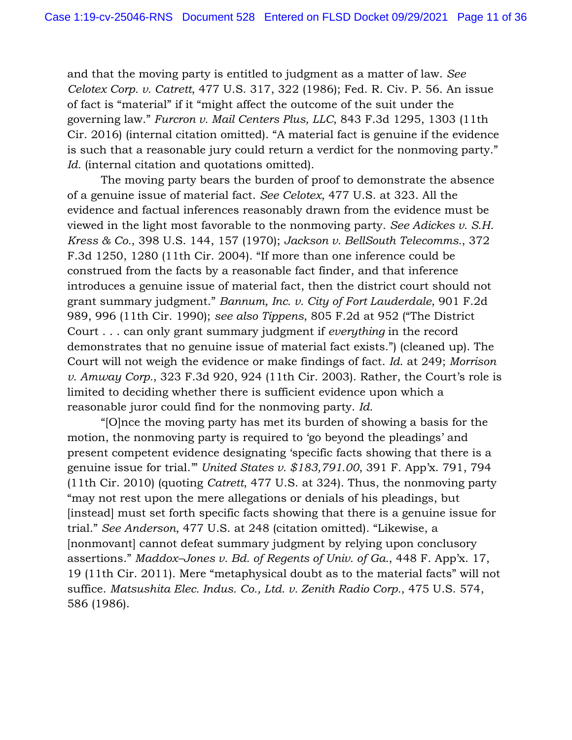and that the moving party is entitled to judgment as a matter of law. *See Celotex Corp. v. Catrett*, 477 U.S. 317, 322 (1986); Fed. R. Civ. P. 56. An issue of fact is "material" if it "might affect the outcome of the suit under the governing law." *Furcron v. Mail Centers Plus, LLC*, 843 F.3d 1295, 1303 (11th Cir. 2016) (internal citation omitted). "A material fact is genuine if the evidence is such that a reasonable jury could return a verdict for the nonmoving party." *Id.* (internal citation and quotations omitted).

The moving party bears the burden of proof to demonstrate the absence of a genuine issue of material fact. *See Celotex*, 477 U.S. at 323. All the evidence and factual inferences reasonably drawn from the evidence must be viewed in the light most favorable to the nonmoving party. *See Adickes v. S.H. Kress & Co.*, 398 U.S. 144, 157 (1970); *Jackson v. BellSouth Telecomms.*, 372 F.3d 1250, 1280 (11th Cir. 2004). "If more than one inference could be construed from the facts by a reasonable fact finder, and that inference introduces a genuine issue of material fact, then the district court should not grant summary judgment." *Bannum, Inc. v. City of Fort Lauderdale*, 901 F.2d 989, 996 (11th Cir. 1990); *see also Tippens*, 805 F.2d at 952 ("The District Court . . . can only grant summary judgment if *everything* in the record demonstrates that no genuine issue of material fact exists.") (cleaned up). The Court will not weigh the evidence or make findings of fact. *Id.* at 249; *Morrison v. Amway Corp.*, 323 F.3d 920, 924 (11th Cir. 2003). Rather, the Court's role is limited to deciding whether there is sufficient evidence upon which a reasonable juror could find for the nonmoving party. *Id.*

"[O]nce the moving party has met its burden of showing a basis for the motion, the nonmoving party is required to 'go beyond the pleadings' and present competent evidence designating 'specific facts showing that there is a genuine issue for trial.'" *United States v. $183,791.00*, 391 F. App'x. 791, 794 (11th Cir. 2010) (quoting *Catrett*, 477 U.S. at 324). Thus, the nonmoving party "may not rest upon the mere allegations or denials of his pleadings, but [instead] must set forth specific facts showing that there is a genuine issue for trial." *See Anderson*, 477 U.S. at 248 (citation omitted). "Likewise, a [nonmovant] cannot defeat summary judgment by relying upon conclusory assertions." *Maddox–Jones v. Bd. of Regents of Univ. of Ga.*, 448 F. App'x. 17, 19 (11th Cir. 2011). Mere "metaphysical doubt as to the material facts" will not suffice. *Matsushita Elec. Indus. Co., Ltd. v. Zenith Radio Corp.*, 475 U.S. 574, 586 (1986).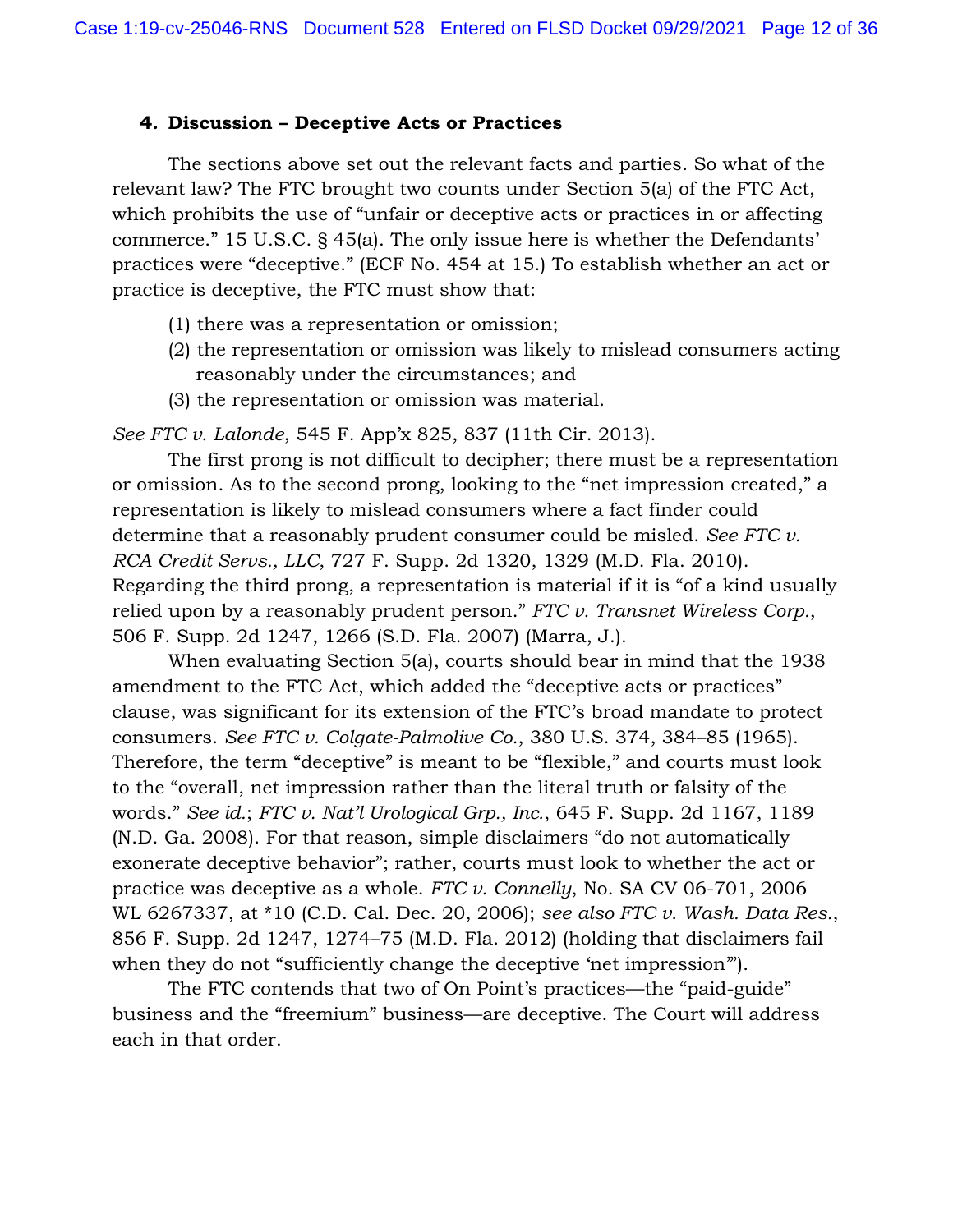#### 4. Discussion – Deceptive Acts or Practices

The sections above set out the relevant facts and parties. So what of the relevant law? The FTC brought two counts under Section 5(a) of the FTC Act, which prohibits the use of "unfair or deceptive acts or practices in or affecting commerce." 15 U.S.C. § 45(a). The only issue here is whether the Defendants' practices were "deceptive." (ECF No. 454 at 15.) To establish whether an act or practice is deceptive, the FTC must show that:

(1) there was a representation or omission;
(2) the representation or omission was likely to mislead consumers acting reasonably under the circumstances; and
(3) the representation or omission was material.

*See FTC v. Lalonde*, 545 F. App'x 825, 837 (11th Cir. 2013).

The first prong is not difficult to decipher; there must be a representation or omission. As to the second prong, looking to the "net impression created," a representation is likely to mislead consumers where a fact finder could determine that a reasonably prudent consumer could be misled. *See FTC v. RCA Credit Servs., LLC*, 727 F. Supp. 2d 1320, 1329 (M.D. Fla. 2010). Regarding the third prong, a representation is material if it is "of a kind usually relied upon by a reasonably prudent person." *FTC v. Transnet Wireless Corp.*, 506 F. Supp. 2d 1247, 1266 (S.D. Fla. 2007) (Marra, J.).

When evaluating Section 5(a), courts should bear in mind that the 1938 amendment to the FTC Act, which added the "deceptive acts or practices" clause, was significant for its extension of the FTC's broad mandate to protect consumers. *See FTC v. Colgate-Palmolive Co.*, 380 U.S. 374, 384–85 (1965). Therefore, the term "deceptive" is meant to be "flexible," and courts must look to the "overall, net impression rather than the literal truth or falsity of the words." *See id.*; *FTC v. Nat'l Urological Grp., Inc.*, 645 F. Supp. 2d 1167, 1189 (N.D. Ga. 2008). For that reason, simple disclaimers "do not automatically exonerate deceptive behavior"; rather, courts must look to whether the act or practice was deceptive as a whole. *FTC v. Connelly*, No. SA CV 06-701, 2006 WL 6267337, at *10 (C.D. Cal. Dec. 20, 2006); *see also FTC v. Wash. Data Res.*, 856 F. Supp. 2d 1247, 1274–75 (M.D. Fla. 2012) (holding that disclaimers fail when they do not "sufficiently change the deceptive 'net impression'").

The FTC contends that two of On Point's practices—the "paid-guide" business and the "freemium" business—are deceptive. The Court will address each in that order.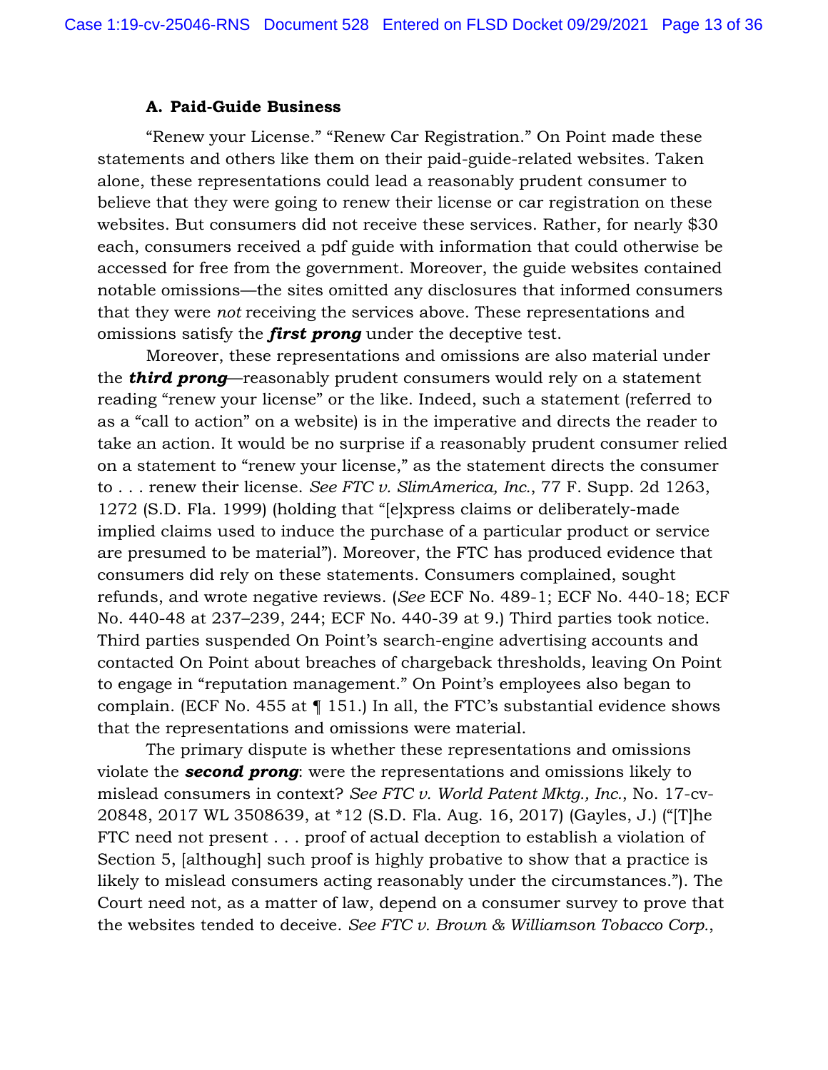**A. Paid-Guide Business**

"Renew your License." "Renew Car Registration." On Point made these statements and others like them on their paid-guide-related websites. Taken alone, these representations could lead a reasonably prudent consumer to believe that they were going to renew their license or car registration on these websites. But consumers did not receive these services. Rather, for nearly $30 each, consumers received a pdf guide with information that could otherwise be accessed for free from the government. Moreover, the guide websites contained notable omissions—the sites omitted any disclosures that informed consumers that they were *not* receiving the services above. These representations and omissions satisfy the ***first prong*** under the deceptive test.

Moreover, these representations and omissions are also material under the ***third prong***—reasonably prudent consumers would rely on a statement reading "renew your license" or the like. Indeed, such a statement (referred to as a "call to action" on a website) is in the imperative and directs the reader to take an action. It would be no surprise if a reasonably prudent consumer relied on a statement to "renew your license," as the statement directs the consumer to . . . renew their license. *See FTC v. SlimAmerica, Inc.*, 77 F. Supp. 2d 1263, 1272 (S.D. Fla. 1999) (holding that "[e]xpress claims or deliberately-made implied claims used to induce the purchase of a particular product or service are presumed to be material"). Moreover, the FTC has produced evidence that consumers did rely on these statements. Consumers complained, sought refunds, and wrote negative reviews. (*See* ECF No. 489-1; ECF No. 440-18; ECF No. 440-48 at 237–239, 244; ECF No. 440-39 at 9.) Third parties took notice. Third parties suspended On Point's search-engine advertising accounts and contacted On Point about breaches of chargeback thresholds, leaving On Point to engage in "reputation management." On Point's employees also began to complain. (ECF No. 455 at ¶ 151.) In all, the FTC's substantial evidence shows that the representations and omissions were material.

The primary dispute is whether these representations and omissions violate the ***second prong***: were the representations and omissions likely to mislead consumers in context? *See FTC v. World Patent Mktg., Inc.*, No. 17-cv-20848, 2017 WL 3508639, at *12 (S.D. Fla. Aug. 16, 2017) (Gayles, J.) ("[T]he FTC need not present . . . proof of actual deception to establish a violation of Section 5, [although] such proof is highly probative to show that a practice is likely to mislead consumers acting reasonably under the circumstances."). The Court need not, as a matter of law, depend on a consumer survey to prove that the websites tended to deceive. *See FTC v. Brown & Williamson Tobacco Corp.*,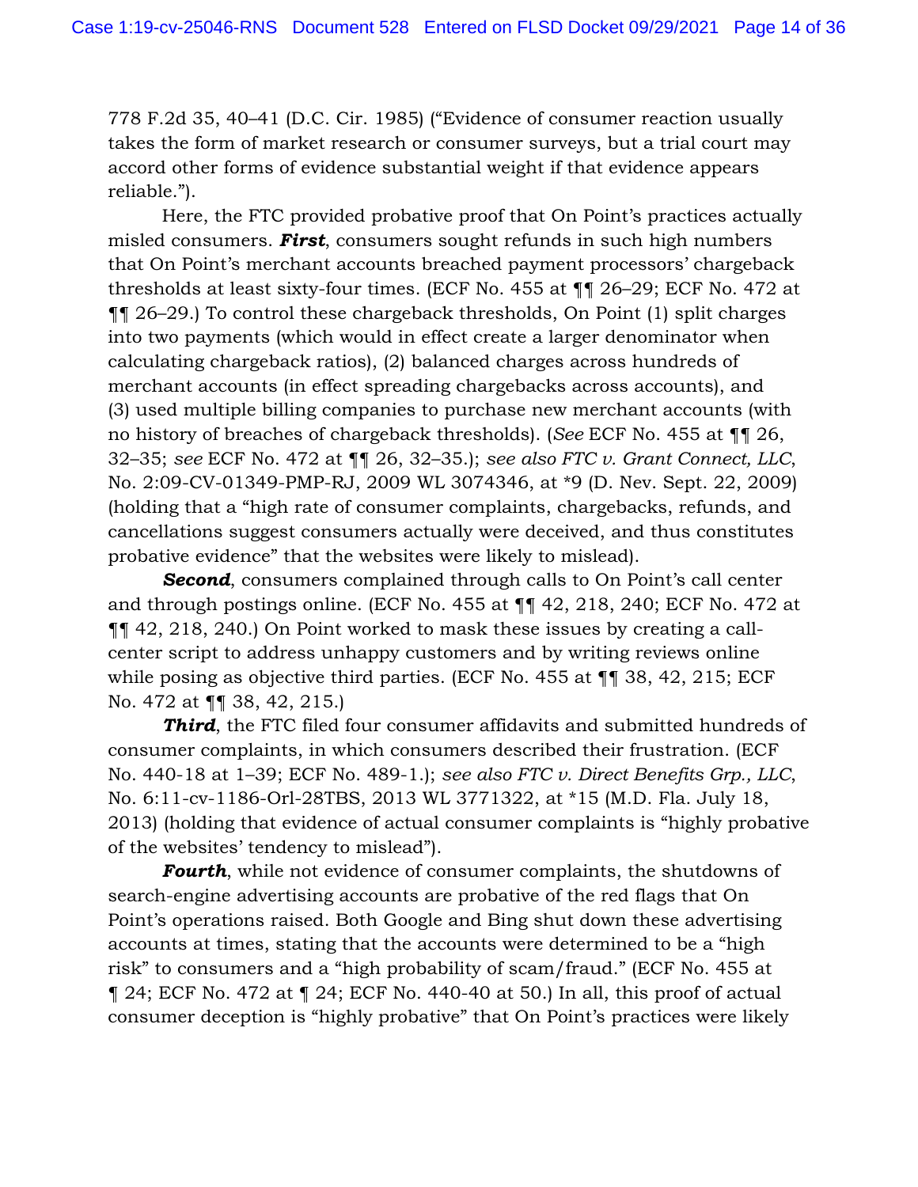778 F.2d 35, 40–41 (D.C. Cir. 1985) ("Evidence of consumer reaction usually takes the form of market research or consumer surveys, but a trial court may accord other forms of evidence substantial weight if that evidence appears reliable.").

Here, the FTC provided probative proof that On Point's practices actually misled consumers. ***First***, consumers sought refunds in such high numbers that On Point's merchant accounts breached payment processors' chargeback thresholds at least sixty-four times. (ECF No. 455 at ¶¶ 26–29; ECF No. 472 at ¶¶ 26–29.) To control these chargeback thresholds, On Point (1) split charges into two payments (which would in effect create a larger denominator when calculating chargeback ratios), (2) balanced charges across hundreds of merchant accounts (in effect spreading chargebacks across accounts), and (3) used multiple billing companies to purchase new merchant accounts (with no history of breaches of chargeback thresholds). (*See* ECF No. 455 at ¶¶ 26, 32–35; *see* ECF No. 472 at ¶¶ 26, 32–35.); *see also FTC v. Grant Connect, LLC*, No. 2:09-CV-01349-PMP-RJ, 2009 WL 3074346, at *9 (D. Nev. Sept. 22, 2009) (holding that a "high rate of consumer complaints, chargebacks, refunds, and cancellations suggest consumers actually were deceived, and thus constitutes probative evidence" that the websites were likely to mislead).

***Second***, consumers complained through calls to On Point's call center and through postings online. (ECF No. 455 at ¶¶ 42, 218, 240; ECF No. 472 at ¶¶ 42, 218, 240.) On Point worked to mask these issues by creating a call-center script to address unhappy customers and by writing reviews online while posing as objective third parties. (ECF No. 455 at ¶¶ 38, 42, 215; ECF No. 472 at ¶¶ 38, 42, 215.)

***Third***, the FTC filed four consumer affidavits and submitted hundreds of consumer complaints, in which consumers described their frustration. (ECF No. 440-18 at 1–39; ECF No. 489-1.); *see also FTC v. Direct Benefits Grp., LLC*, No. 6:11-cv-1186-Orl-28TBS, 2013 WL 3771322, at *15 (M.D. Fla. July 18, 2013) (holding that evidence of actual consumer complaints is "highly probative of the websites' tendency to mislead").

***Fourth***, while not evidence of consumer complaints, the shutdowns of search-engine advertising accounts are probative of the red flags that On Point's operations raised. Both Google and Bing shut down these advertising accounts at times, stating that the accounts were determined to be a "high risk" to consumers and a "high probability of scam/fraud." (ECF No. 455 at ¶ 24; ECF No. 472 at ¶ 24; ECF No. 440-40 at 50.) In all, this proof of actual consumer deception is "highly probative" that On Point's practices were likely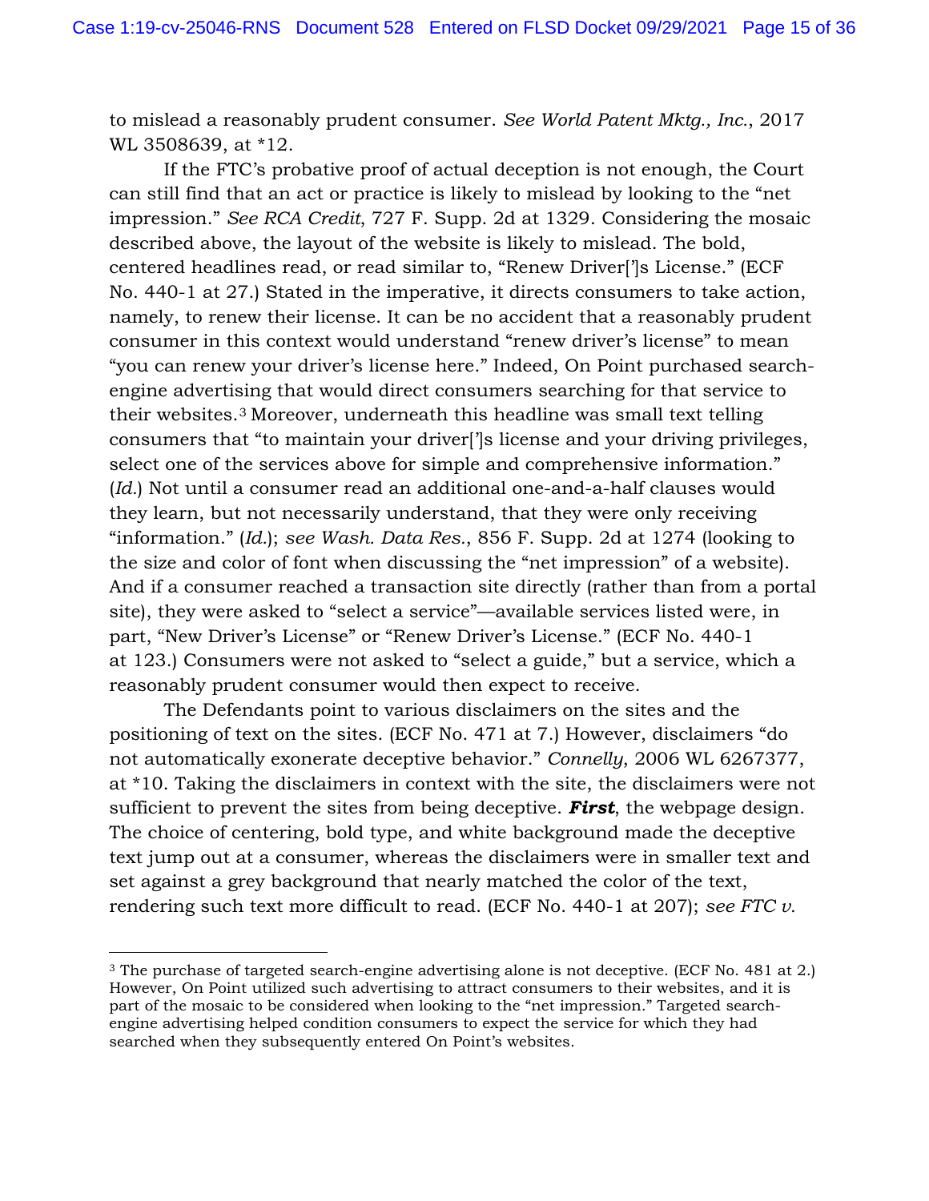to mislead a reasonably prudent consumer. *See World Patent Mktg., Inc.*, 2017 WL 3508639, at *12.

If the FTC's probative proof of actual deception is not enough, the Court can still find that an act or practice is likely to mislead by looking to the "net impression." *See RCA Credit*, 727 F. Supp. 2d at 1329. Considering the mosaic described above, the layout of the website is likely to mislead. The bold, centered headlines read, or read similar to, "Renew Driver[']s License." (ECF No. 440-1 at 27.) Stated in the imperative, it directs consumers to take action, namely, to renew their license. It can be no accident that a reasonably prudent consumer in this context would understand "renew driver's license" to mean "you can renew your driver's license here." Indeed, On Point purchased search-engine advertising that would direct consumers searching for that service to their websites.[3] Moreover, underneath this headline was small text telling consumers that "to maintain your driver[']s license and your driving privileges, select one of the services above for simple and comprehensive information." (*Id.*) Not until a consumer read an additional one-and-a-half clauses would they learn, but not necessarily understand, that they were only receiving "information." (*Id.*); *see Wash. Data Res.*, 856 F. Supp. 2d at 1274 (looking to the size and color of font when discussing the "net impression" of a website). And if a consumer reached a transaction site directly (rather than from a portal site), they were asked to "select a service"—available services listed were, in part, "New Driver's License" or "Renew Driver's License." (ECF No. 440-1 at 123.) Consumers were not asked to "select a guide," but a service, which a reasonably prudent consumer would then expect to receive.

The Defendants point to various disclaimers on the sites and the positioning of text on the sites. (ECF No. 471 at 7.) However, disclaimers "do not automatically exonerate deceptive behavior." *Connelly*, 2006 WL 6267377, at *10. Taking the disclaimers in context with the site, the disclaimers were not sufficient to prevent the sites from being deceptive. ***First***, the webpage design. The choice of centering, bold type, and white background made the deceptive text jump out at a consumer, whereas the disclaimers were in smaller text and set against a grey background that nearly matched the color of the text, rendering such text more difficult to read. (ECF No. 440-1 at 207); *see FTC v.*

---

[3] The purchase of targeted search-engine advertising alone is not deceptive. (ECF No. 481 at 2.) However, On Point utilized such advertising to attract consumers to their websites, and it is part of the mosaic to be considered when looking to the "net impression." Targeted search-engine advertising helped condition consumers to expect the service for which they had searched when they subsequently entered On Point's websites.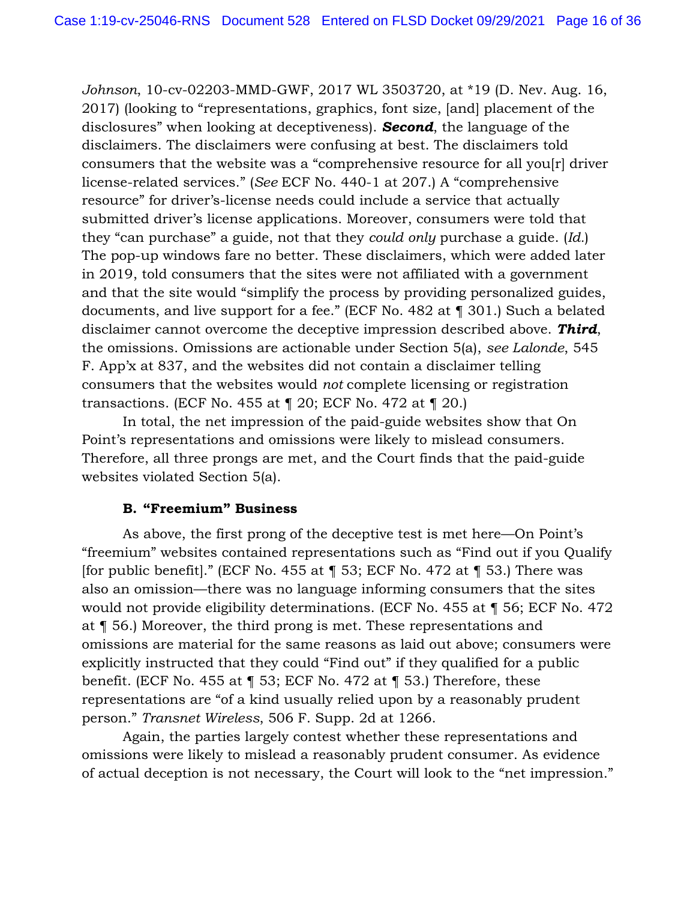*Johnson*, 10-cv-02203-MMD-GWF, 2017 WL 3503720, at *19 (D. Nev. Aug. 16, 2017) (looking to "representations, graphics, font size, [and] placement of the disclosures" when looking at deceptiveness). ***Second***, the language of the disclaimers. The disclaimers were confusing at best. The disclaimers told consumers that the website was a "comprehensive resource for all you[r] driver license-related services." (*See* ECF No. 440-1 at 207.) A "comprehensive resource" for driver's-license needs could include a service that actually submitted driver's license applications. Moreover, consumers were told that they "can purchase" a guide, not that they *could only* purchase a guide. (*Id.*) The pop-up windows fare no better. These disclaimers, which were added later in 2019, told consumers that the sites were not affiliated with a government and that the site would "simplify the process by providing personalized guides, documents, and live support for a fee." (ECF No. 482 at ¶ 301.) Such a belated disclaimer cannot overcome the deceptive impression described above. ***Third***, the omissions. Omissions are actionable under Section 5(a), *see Lalonde*, 545 F. App'x at 837, and the websites did not contain a disclaimer telling consumers that the websites would *not* complete licensing or registration transactions. (ECF No. 455 at ¶ 20; ECF No. 472 at ¶ 20.)

In total, the net impression of the paid-guide websites show that On Point's representations and omissions were likely to mislead consumers. Therefore, all three prongs are met, and the Court finds that the paid-guide websites violated Section 5(a).

### B. "Freemium" Business

As above, the first prong of the deceptive test is met here—On Point's "freemium" websites contained representations such as "Find out if you Qualify [for public benefit]." (ECF No. 455 at ¶ 53; ECF No. 472 at ¶ 53.) There was also an omission—there was no language informing consumers that the sites would not provide eligibility determinations. (ECF No. 455 at ¶ 56; ECF No. 472 at ¶ 56.) Moreover, the third prong is met. These representations and omissions are material for the same reasons as laid out above; consumers were explicitly instructed that they could "Find out" if they qualified for a public benefit. (ECF No. 455 at ¶ 53; ECF No. 472 at ¶ 53.) Therefore, these representations are "of a kind usually relied upon by a reasonably prudent person." *Transnet Wireless*, 506 F. Supp. 2d at 1266.

Again, the parties largely contest whether these representations and omissions were likely to mislead a reasonably prudent consumer. As evidence of actual deception is not necessary, the Court will look to the "net impression."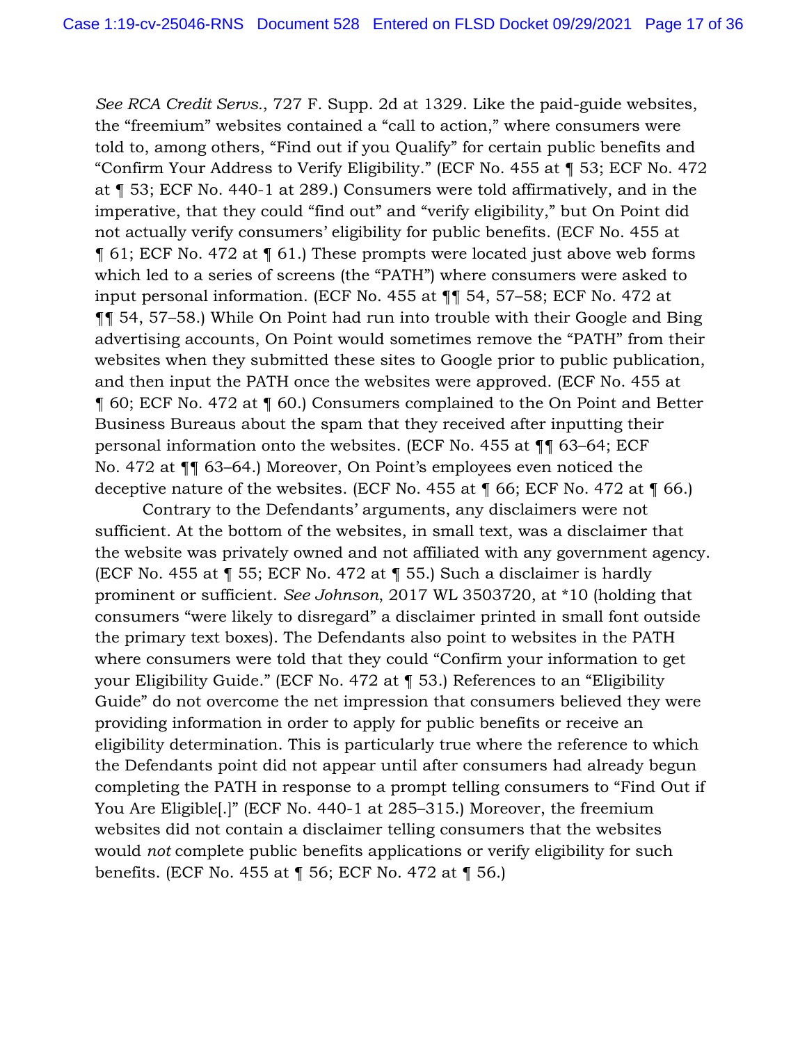*See RCA Credit Servs.*, 727 F. Supp. 2d at 1329. Like the paid-guide websites, the "freemium" websites contained a "call to action," where consumers were told to, among others, "Find out if you Qualify" for certain public benefits and "Confirm Your Address to Verify Eligibility." (ECF No. 455 at ¶ 53; ECF No. 472 at ¶ 53; ECF No. 440-1 at 289.) Consumers were told affirmatively, and in the imperative, that they could "find out" and "verify eligibility," but On Point did not actually verify consumers' eligibility for public benefits. (ECF No. 455 at ¶ 61; ECF No. 472 at ¶ 61.) These prompts were located just above web forms which led to a series of screens (the "PATH") where consumers were asked to input personal information. (ECF No. 455 at ¶¶ 54, 57–58; ECF No. 472 at ¶¶ 54, 57–58.) While On Point had run into trouble with their Google and Bing advertising accounts, On Point would sometimes remove the "PATH" from their websites when they submitted these sites to Google prior to public publication, and then input the PATH once the websites were approved. (ECF No. 455 at ¶ 60; ECF No. 472 at ¶ 60.) Consumers complained to the On Point and Better Business Bureaus about the spam that they received after inputting their personal information onto the websites. (ECF No. 455 at ¶¶ 63–64; ECF No. 472 at ¶¶ 63–64.) Moreover, On Point's employees even noticed the deceptive nature of the websites. (ECF No. 455 at ¶ 66; ECF No. 472 at ¶ 66.)

Contrary to the Defendants' arguments, any disclaimers were not sufficient. At the bottom of the websites, in small text, was a disclaimer that the website was privately owned and not affiliated with any government agency. (ECF No. 455 at ¶ 55; ECF No. 472 at ¶ 55.) Such a disclaimer is hardly prominent or sufficient. *See Johnson*, 2017 WL 3503720, at *10 (holding that consumers "were likely to disregard" a disclaimer printed in small font outside the primary text boxes). The Defendants also point to websites in the PATH where consumers were told that they could "Confirm your information to get your Eligibility Guide." (ECF No. 472 at ¶ 53.) References to an "Eligibility Guide" do not overcome the net impression that consumers believed they were providing information in order to apply for public benefits or receive an eligibility determination. This is particularly true where the reference to which the Defendants point did not appear until after consumers had already begun completing the PATH in response to a prompt telling consumers to "Find Out if You Are Eligible[.]" (ECF No. 440-1 at 285–315.) Moreover, the freemium websites did not contain a disclaimer telling consumers that the websites would *not* complete public benefits applications or verify eligibility for such benefits. (ECF No. 455 at ¶ 56; ECF No. 472 at ¶ 56.)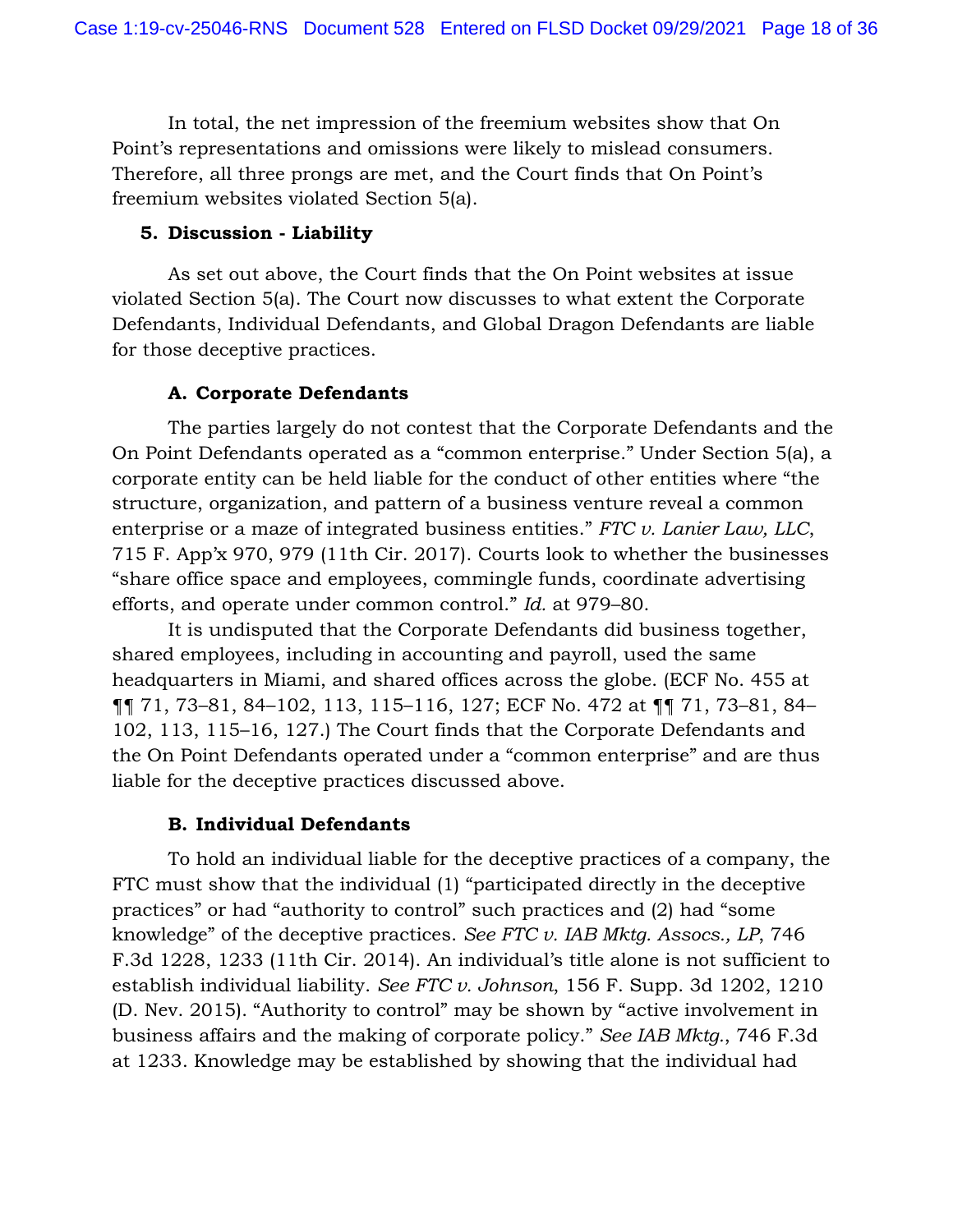In total, the net impression of the freemium websites show that On Point's representations and omissions were likely to mislead consumers. Therefore, all three prongs are met, and the Court finds that On Point's freemium websites violated Section 5(a).

### 5. Discussion - Liability

As set out above, the Court finds that the On Point websites at issue violated Section 5(a). The Court now discusses to what extent the Corporate Defendants, Individual Defendants, and Global Dragon Defendants are liable for those deceptive practices.

#### A. Corporate Defendants

The parties largely do not contest that the Corporate Defendants and the On Point Defendants operated as a "common enterprise." Under Section 5(a), a corporate entity can be held liable for the conduct of other entities where "the structure, organization, and pattern of a business venture reveal a common enterprise or a maze of integrated business entities." *FTC v. Lanier Law, LLC*, 715 F. App'x 970, 979 (11th Cir. 2017). Courts look to whether the businesses "share office space and employees, commingle funds, coordinate advertising efforts, and operate under common control." *Id.* at 979–80.

It is undisputed that the Corporate Defendants did business together, shared employees, including in accounting and payroll, used the same headquarters in Miami, and shared offices across the globe. (ECF No. 455 at ¶¶ 71, 73–81, 84–102, 113, 115–116, 127; ECF No. 472 at ¶¶ 71, 73–81, 84–102, 113, 115–16, 127.) The Court finds that the Corporate Defendants and the On Point Defendants operated under a "common enterprise" and are thus liable for the deceptive practices discussed above.

#### B. Individual Defendants

To hold an individual liable for the deceptive practices of a company, the FTC must show that the individual (1) "participated directly in the deceptive practices" or had "authority to control" such practices and (2) had "some knowledge" of the deceptive practices. *See FTC v. IAB Mktg. Assocs., LP*, 746 F.3d 1228, 1233 (11th Cir. 2014). An individual's title alone is not sufficient to establish individual liability. *See FTC v. Johnson*, 156 F. Supp. 3d 1202, 1210 (D. Nev. 2015). "Authority to control" may be shown by "active involvement in business affairs and the making of corporate policy." *See IAB Mktg.*, 746 F.3d at 1233. Knowledge may be established by showing that the individual had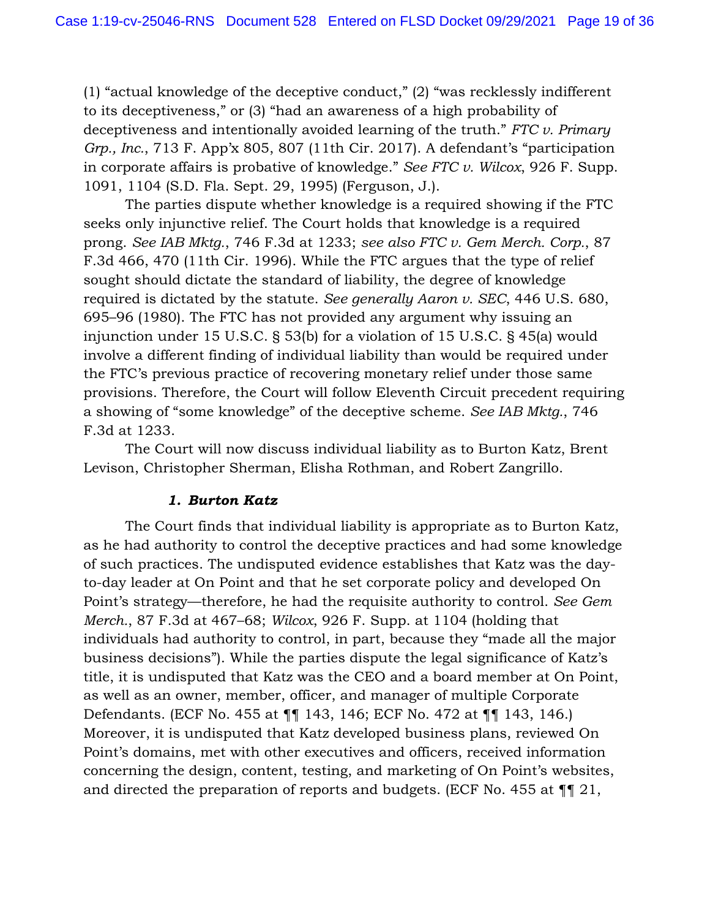(1) "actual knowledge of the deceptive conduct," (2) "was recklessly indifferent to its deceptiveness," or (3) "had an awareness of a high probability of deceptiveness and intentionally avoided learning of the truth." *FTC v. Primary Grp., Inc.*, 713 F. App'x 805, 807 (11th Cir. 2017). A defendant's "participation in corporate affairs is probative of knowledge." *See FTC v. Wilcox*, 926 F. Supp. 1091, 1104 (S.D. Fla. Sept. 29, 1995) (Ferguson, J.).

The parties dispute whether knowledge is a required showing if the FTC seeks only injunctive relief. The Court holds that knowledge is a required prong. *See IAB Mktg.*, 746 F.3d at 1233; *see also FTC v. Gem Merch. Corp.*, 87 F.3d 466, 470 (11th Cir. 1996). While the FTC argues that the type of relief sought should dictate the standard of liability, the degree of knowledge required is dictated by the statute. *See generally Aaron v. SEC*, 446 U.S. 680, 695–96 (1980). The FTC has not provided any argument why issuing an injunction under 15 U.S.C. § 53(b) for a violation of 15 U.S.C. § 45(a) would involve a different finding of individual liability than would be required under the FTC's previous practice of recovering monetary relief under those same provisions. Therefore, the Court will follow Eleventh Circuit precedent requiring a showing of "some knowledge" of the deceptive scheme. *See IAB Mktg.*, 746 F.3d at 1233.

The Court will now discuss individual liability as to Burton Katz, Brent Levison, Christopher Sherman, Elisha Rothman, and Robert Zangrillo.

### *1. Burton Katz*

The Court finds that individual liability is appropriate as to Burton Katz, as he had authority to control the deceptive practices and had some knowledge of such practices. The undisputed evidence establishes that Katz was the day-to-day leader at On Point and that he set corporate policy and developed On Point's strategy—therefore, he had the requisite authority to control. *See Gem Merch.*, 87 F.3d at 467–68; *Wilcox*, 926 F. Supp. at 1104 (holding that individuals had authority to control, in part, because they "made all the major business decisions"). While the parties dispute the legal significance of Katz's title, it is undisputed that Katz was the CEO and a board member at On Point, as well as an owner, member, officer, and manager of multiple Corporate Defendants. (ECF No. 455 at ¶¶ 143, 146; ECF No. 472 at ¶¶ 143, 146.) Moreover, it is undisputed that Katz developed business plans, reviewed On Point's domains, met with other executives and officers, received information concerning the design, content, testing, and marketing of On Point's websites, and directed the preparation of reports and budgets. (ECF No. 455 at ¶¶ 21,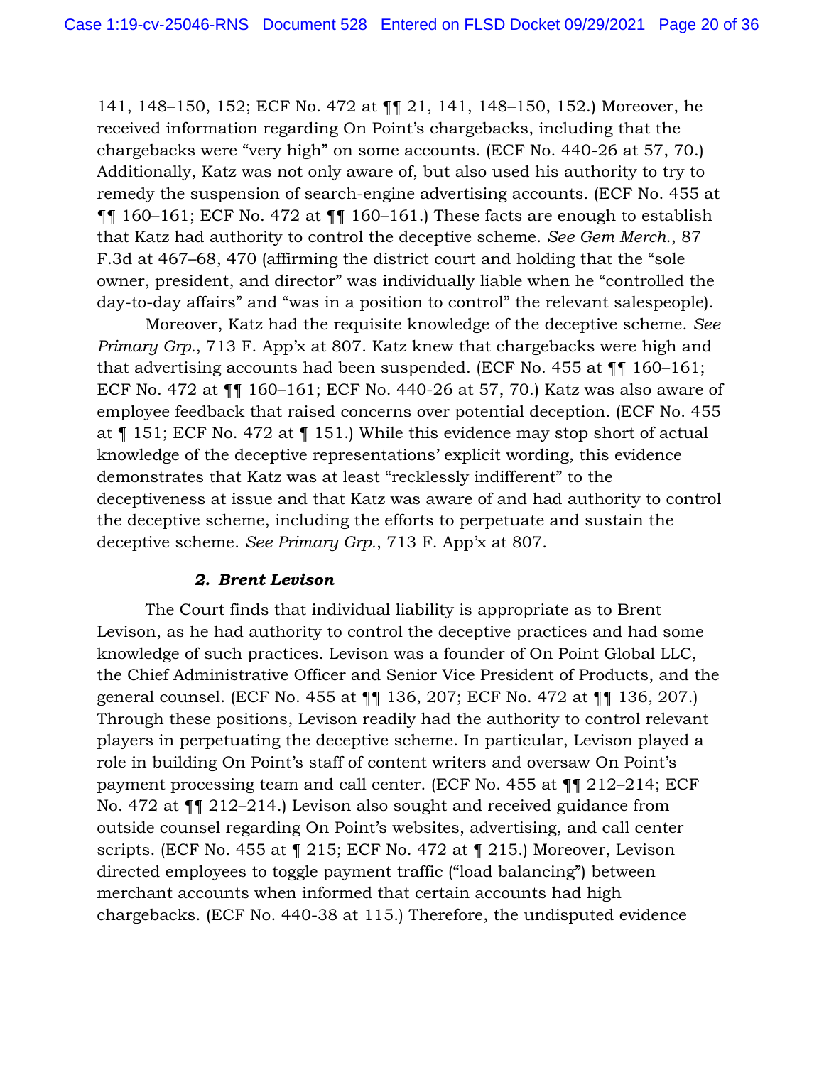141, 148–150, 152; ECF No. 472 at ¶¶ 21, 141, 148–150, 152.) Moreover, he received information regarding On Point's chargebacks, including that the chargebacks were "very high" on some accounts. (ECF No. 440-26 at 57, 70.) Additionally, Katz was not only aware of, but also used his authority to try to remedy the suspension of search-engine advertising accounts. (ECF No. 455 at ¶¶ 160–161; ECF No. 472 at ¶¶ 160–161.) These facts are enough to establish that Katz had authority to control the deceptive scheme. *See Gem Merch.*, 87 F.3d at 467–68, 470 (affirming the district court and holding that the "sole owner, president, and director" was individually liable when he "controlled the day-to-day affairs" and "was in a position to control" the relevant salespeople).

Moreover, Katz had the requisite knowledge of the deceptive scheme. *See Primary Grp.*, 713 F. App'x at 807. Katz knew that chargebacks were high and that advertising accounts had been suspended. (ECF No. 455 at ¶¶ 160–161; ECF No. 472 at ¶¶ 160–161; ECF No. 440-26 at 57, 70.) Katz was also aware of employee feedback that raised concerns over potential deception. (ECF No. 455 at ¶ 151; ECF No. 472 at ¶ 151.) While this evidence may stop short of actual knowledge of the deceptive representations' explicit wording, this evidence demonstrates that Katz was at least "recklessly indifferent" to the deceptiveness at issue and that Katz was aware of and had authority to control the deceptive scheme, including the efforts to perpetuate and sustain the deceptive scheme. *See Primary Grp.*, 713 F. App'x at 807.

#### ***2. Brent Levison***

The Court finds that individual liability is appropriate as to Brent Levison, as he had authority to control the deceptive practices and had some knowledge of such practices. Levison was a founder of On Point Global LLC, the Chief Administrative Officer and Senior Vice President of Products, and the general counsel. (ECF No. 455 at ¶¶ 136, 207; ECF No. 472 at ¶¶ 136, 207.) Through these positions, Levison readily had the authority to control relevant players in perpetuating the deceptive scheme. In particular, Levison played a role in building On Point's staff of content writers and oversaw On Point's payment processing team and call center. (ECF No. 455 at ¶¶ 212–214; ECF No. 472 at ¶¶ 212–214.) Levison also sought and received guidance from outside counsel regarding On Point's websites, advertising, and call center scripts. (ECF No. 455 at ¶ 215; ECF No. 472 at ¶ 215.) Moreover, Levison directed employees to toggle payment traffic ("load balancing") between merchant accounts when informed that certain accounts had high chargebacks. (ECF No. 440-38 at 115.) Therefore, the undisputed evidence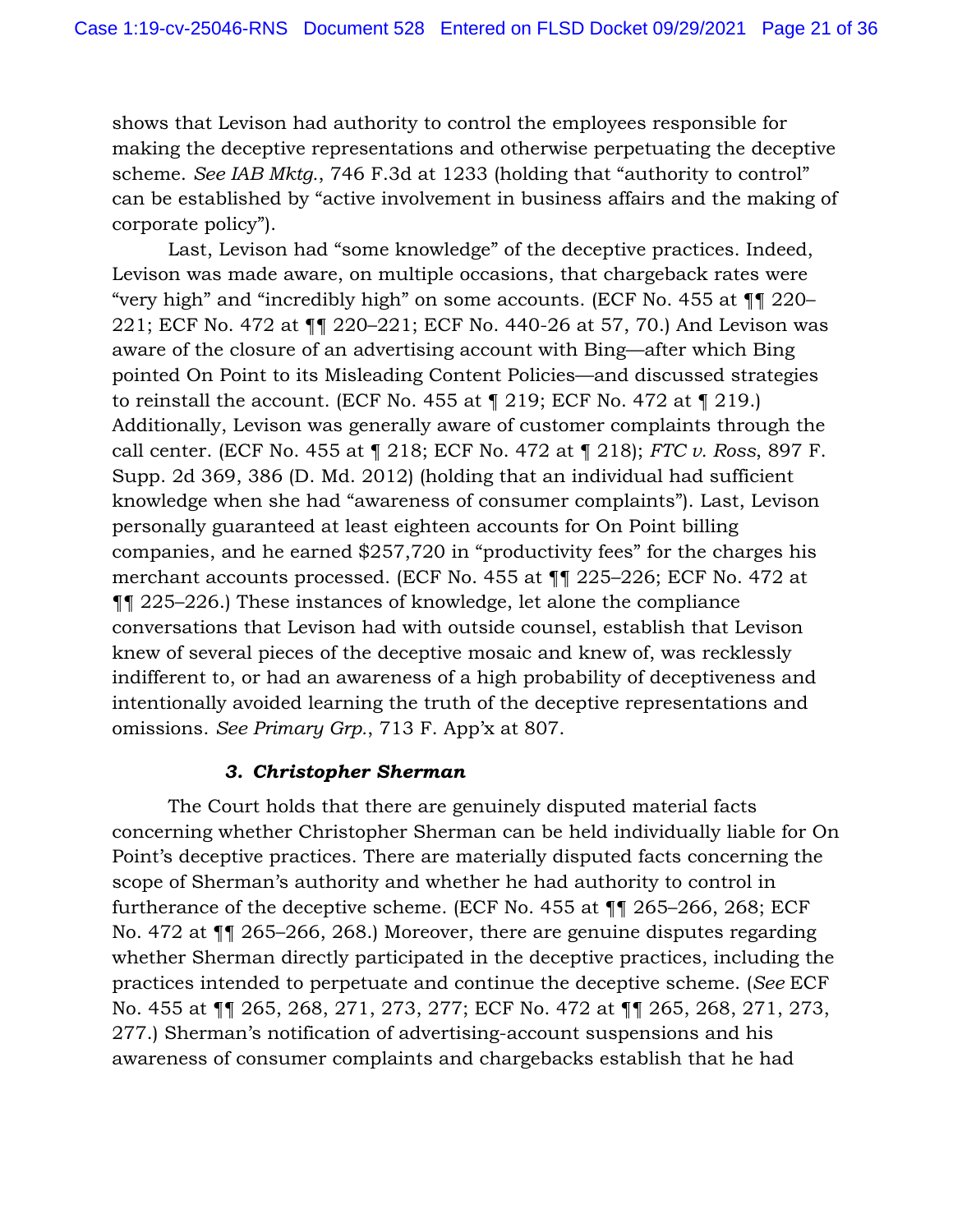shows that Levison had authority to control the employees responsible for making the deceptive representations and otherwise perpetuating the deceptive scheme. *See IAB Mktg.*, 746 F.3d at 1233 (holding that "authority to control" can be established by "active involvement in business affairs and the making of corporate policy").

Last, Levison had "some knowledge" of the deceptive practices. Indeed, Levison was made aware, on multiple occasions, that chargeback rates were "very high" and "incredibly high" on some accounts. (ECF No. 455 at ¶¶ 220–221; ECF No. 472 at ¶¶ 220–221; ECF No. 440-26 at 57, 70.) And Levison was aware of the closure of an advertising account with Bing—after which Bing pointed On Point to its Misleading Content Policies—and discussed strategies to reinstall the account. (ECF No. 455 at ¶ 219; ECF No. 472 at ¶ 219.) Additionally, Levison was generally aware of customer complaints through the call center. (ECF No. 455 at ¶ 218; ECF No. 472 at ¶ 218); *FTC v. Ross*, 897 F. Supp. 2d 369, 386 (D. Md. 2012) (holding that an individual had sufficient knowledge when she had "awareness of consumer complaints"). Last, Levison personally guaranteed at least eighteen accounts for On Point billing companies, and he earned $257,720 in "productivity fees" for the charges his merchant accounts processed. (ECF No. 455 at ¶¶ 225–226; ECF No. 472 at ¶¶ 225–226.) These instances of knowledge, let alone the compliance conversations that Levison had with outside counsel, establish that Levison knew of several pieces of the deceptive mosaic and knew of, was recklessly indifferent to, or had an awareness of a high probability of deceptiveness and intentionally avoided learning the truth of the deceptive representations and omissions. *See Primary Grp.*, 713 F. App'x at 807.

### *3. Christopher Sherman*

The Court holds that there are genuinely disputed material facts concerning whether Christopher Sherman can be held individually liable for On Point's deceptive practices. There are materially disputed facts concerning the scope of Sherman's authority and whether he had authority to control in furtherance of the deceptive scheme. (ECF No. 455 at ¶¶ 265–266, 268; ECF No. 472 at ¶¶ 265–266, 268.) Moreover, there are genuine disputes regarding whether Sherman directly participated in the deceptive practices, including the practices intended to perpetuate and continue the deceptive scheme. (*See* ECF No. 455 at ¶¶ 265, 268, 271, 273, 277; ECF No. 472 at ¶¶ 265, 268, 271, 273, 277.) Sherman's notification of advertising-account suspensions and his awareness of consumer complaints and chargebacks establish that he had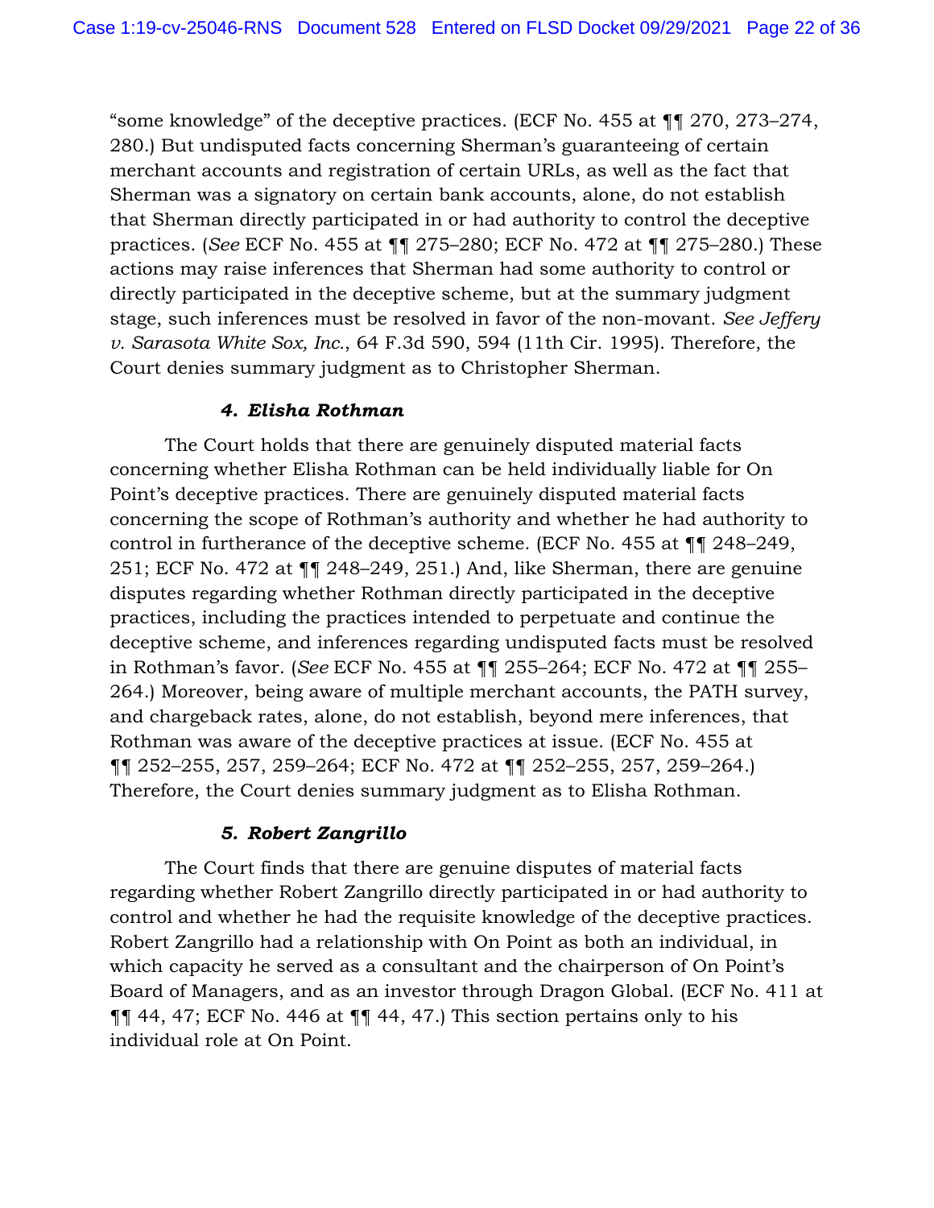"some knowledge" of the deceptive practices. (ECF No. 455 at ¶¶ 270, 273–274, 280.) But undisputed facts concerning Sherman's guaranteeing of certain merchant accounts and registration of certain URLs, as well as the fact that Sherman was a signatory on certain bank accounts, alone, do not establish that Sherman directly participated in or had authority to control the deceptive practices. (*See* ECF No. 455 at ¶¶ 275–280; ECF No. 472 at ¶¶ 275–280.) These actions may raise inferences that Sherman had some authority to control or directly participated in the deceptive scheme, but at the summary judgment stage, such inferences must be resolved in favor of the non-movant. *See Jeffery v. Sarasota White Sox, Inc.*, 64 F.3d 590, 594 (11th Cir. 1995). Therefore, the Court denies summary judgment as to Christopher Sherman.

#### *4. Elisha Rothman*

The Court holds that there are genuinely disputed material facts concerning whether Elisha Rothman can be held individually liable for On Point's deceptive practices. There are genuinely disputed material facts concerning the scope of Rothman's authority and whether he had authority to control in furtherance of the deceptive scheme. (ECF No. 455 at ¶¶ 248–249, 251; ECF No. 472 at ¶¶ 248–249, 251.) And, like Sherman, there are genuine disputes regarding whether Rothman directly participated in the deceptive practices, including the practices intended to perpetuate and continue the deceptive scheme, and inferences regarding undisputed facts must be resolved in Rothman's favor. (*See* ECF No. 455 at ¶¶ 255–264; ECF No. 472 at ¶¶ 255–264.) Moreover, being aware of multiple merchant accounts, the PATH survey, and chargeback rates, alone, do not establish, beyond mere inferences, that Rothman was aware of the deceptive practices at issue. (ECF No. 455 at ¶¶ 252–255, 257, 259–264; ECF No. 472 at ¶¶ 252–255, 257, 259–264.) Therefore, the Court denies summary judgment as to Elisha Rothman.

#### *5. Robert Zangrillo*

The Court finds that there are genuine disputes of material facts regarding whether Robert Zangrillo directly participated in or had authority to control and whether he had the requisite knowledge of the deceptive practices. Robert Zangrillo had a relationship with On Point as both an individual, in which capacity he served as a consultant and the chairperson of On Point's Board of Managers, and as an investor through Dragon Global. (ECF No. 411 at ¶¶ 44, 47; ECF No. 446 at ¶¶ 44, 47.) This section pertains only to his individual role at On Point.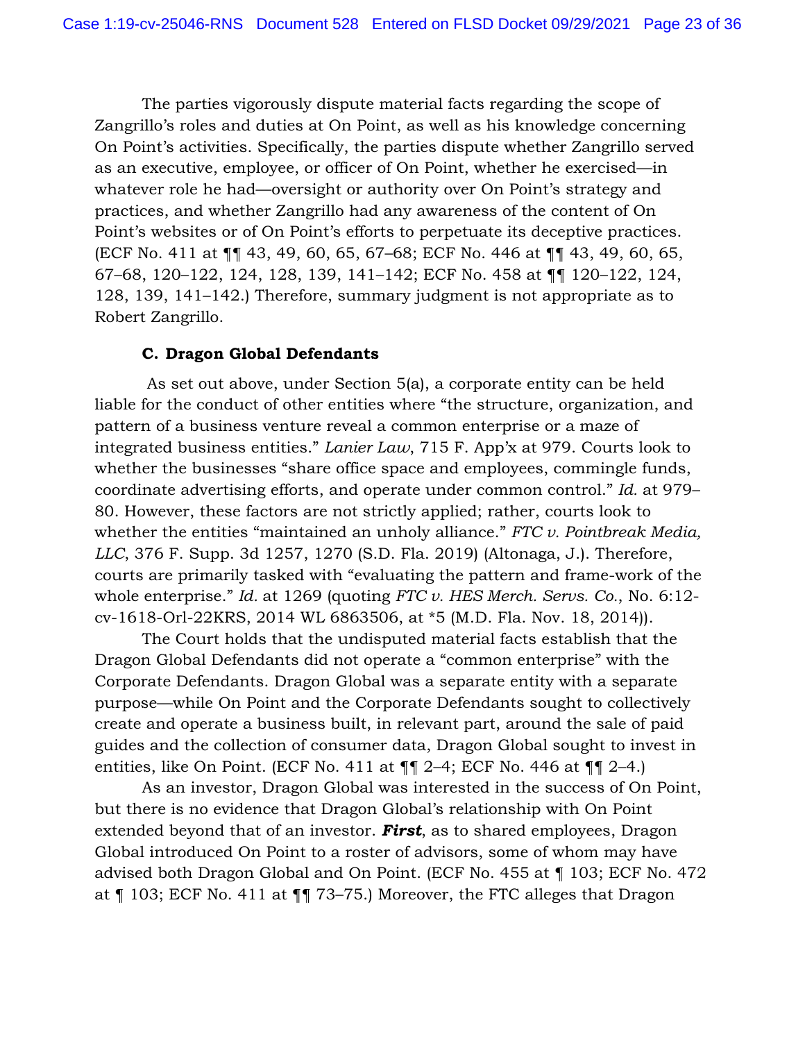The parties vigorously dispute material facts regarding the scope of Zangrillo's roles and duties at On Point, as well as his knowledge concerning On Point's activities. Specifically, the parties dispute whether Zangrillo served as an executive, employee, or officer of On Point, whether he exercised—in whatever role he had—oversight or authority over On Point's strategy and practices, and whether Zangrillo had any awareness of the content of On Point's websites or of On Point's efforts to perpetuate its deceptive practices. (ECF No. 411 at ¶¶ 43, 49, 60, 65, 67–68; ECF No. 446 at ¶¶ 43, 49, 60, 65, 67–68, 120–122, 124, 128, 139, 141–142; ECF No. 458 at ¶¶ 120–122, 124, 128, 139, 141–142.) Therefore, summary judgment is not appropriate as to Robert Zangrillo.

**C. Dragon Global Defendants**

As set out above, under Section 5(a), a corporate entity can be held liable for the conduct of other entities where "the structure, organization, and pattern of a business venture reveal a common enterprise or a maze of integrated business entities." *Lanier Law*, 715 F. App'x at 979. Courts look to whether the businesses "share office space and employees, commingle funds, coordinate advertising efforts, and operate under common control." *Id.* at 979–80. However, these factors are not strictly applied; rather, courts look to whether the entities "maintained an unholy alliance." *FTC v. Pointbreak Media, LLC*, 376 F. Supp. 3d 1257, 1270 (S.D. Fla. 2019) (Altonaga, J.). Therefore, courts are primarily tasked with "evaluating the pattern and frame-work of the whole enterprise." *Id.* at 1269 (quoting *FTC v. HES Merch. Servs. Co.*, No. 6:12-cv-1618-Orl-22KRS, 2014 WL 6863506, at *5 (M.D. Fla. Nov. 18, 2014)).

The Court holds that the undisputed material facts establish that the Dragon Global Defendants did not operate a "common enterprise" with the Corporate Defendants. Dragon Global was a separate entity with a separate purpose—while On Point and the Corporate Defendants sought to collectively create and operate a business built, in relevant part, around the sale of paid guides and the collection of consumer data, Dragon Global sought to invest in entities, like On Point. (ECF No. 411 at ¶¶ 2–4; ECF No. 446 at ¶¶ 2–4.)

As an investor, Dragon Global was interested in the success of On Point, but there is no evidence that Dragon Global's relationship with On Point extended beyond that of an investor. ***First***, as to shared employees, Dragon Global introduced On Point to a roster of advisors, some of whom may have advised both Dragon Global and On Point. (ECF No. 455 at ¶ 103; ECF No. 472 at ¶ 103; ECF No. 411 at ¶¶ 73–75.) Moreover, the FTC alleges that Dragon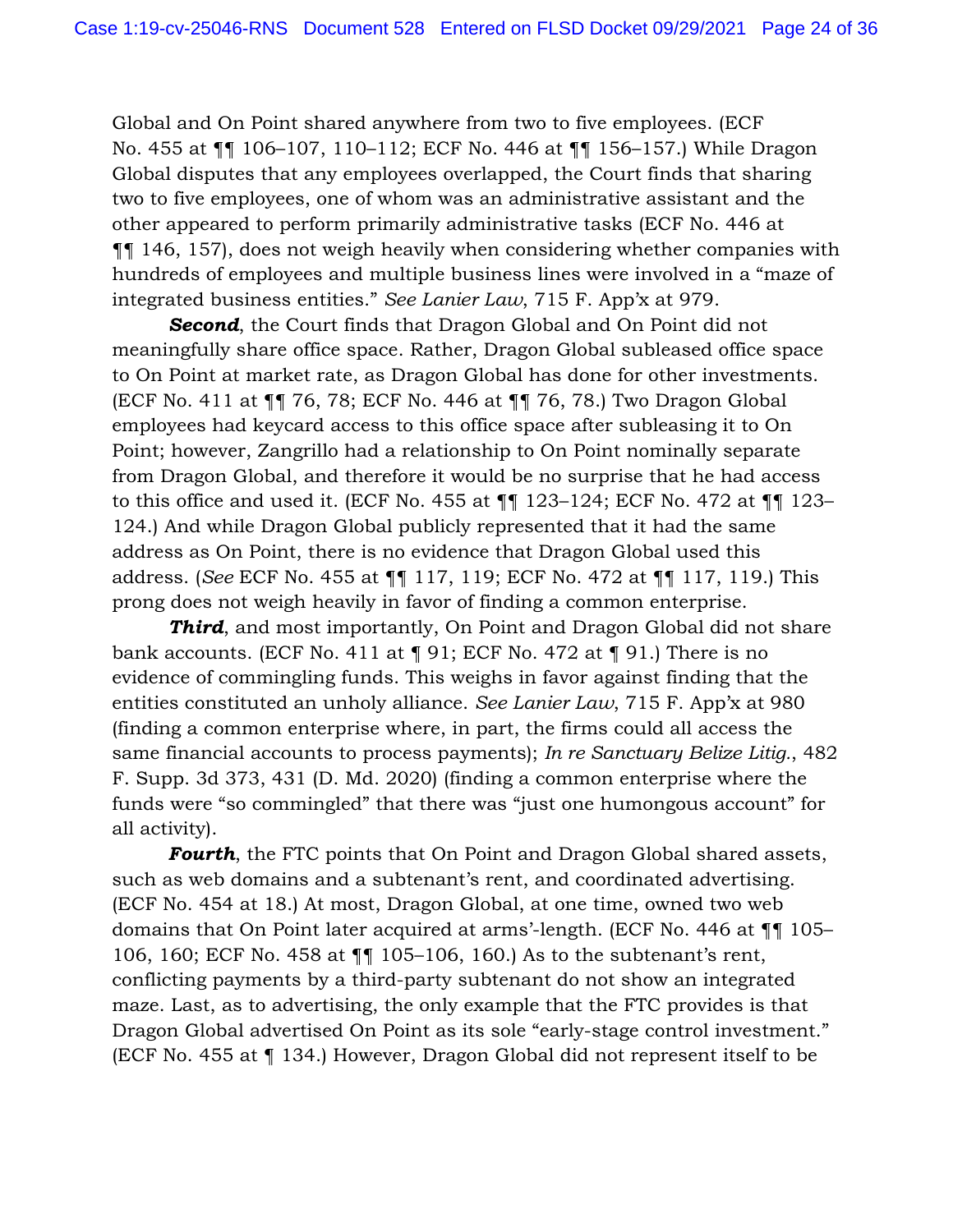Global and On Point shared anywhere from two to five employees. (ECF No. 455 at ¶¶ 106–107, 110–112; ECF No. 446 at ¶¶ 156–157.) While Dragon Global disputes that any employees overlapped, the Court finds that sharing two to five employees, one of whom was an administrative assistant and the other appeared to perform primarily administrative tasks (ECF No. 446 at ¶¶ 146, 157), does not weigh heavily when considering whether companies with hundreds of employees and multiple business lines were involved in a "maze of integrated business entities." *See Lanier Law*, 715 F. App'x at 979.

***Second***, the Court finds that Dragon Global and On Point did not meaningfully share office space. Rather, Dragon Global subleased office space to On Point at market rate, as Dragon Global has done for other investments. (ECF No. 411 at ¶¶ 76, 78; ECF No. 446 at ¶¶ 76, 78.) Two Dragon Global employees had keycard access to this office space after subleasing it to On Point; however, Zangrillo had a relationship to On Point nominally separate from Dragon Global, and therefore it would be no surprise that he had access to this office and used it. (ECF No. 455 at ¶¶ 123–124; ECF No. 472 at ¶¶ 123–124.) And while Dragon Global publicly represented that it had the same address as On Point, there is no evidence that Dragon Global used this address. (*See* ECF No. 455 at ¶¶ 117, 119; ECF No. 472 at ¶¶ 117, 119.) This prong does not weigh heavily in favor of finding a common enterprise.

***Third***, and most importantly, On Point and Dragon Global did not share bank accounts. (ECF No. 411 at ¶ 91; ECF No. 472 at ¶ 91.) There is no evidence of commingling funds. This weighs in favor against finding that the entities constituted an unholy alliance. *See Lanier Law*, 715 F. App'x at 980 (finding a common enterprise where, in part, the firms could all access the same financial accounts to process payments); *In re Sanctuary Belize Litig.*, 482 F. Supp. 3d 373, 431 (D. Md. 2020) (finding a common enterprise where the funds were "so commingled" that there was "just one humongous account" for all activity).

***Fourth***, the FTC points that On Point and Dragon Global shared assets, such as web domains and a subtenant's rent, and coordinated advertising. (ECF No. 454 at 18.) At most, Dragon Global, at one time, owned two web domains that On Point later acquired at arms'-length. (ECF No. 446 at ¶¶ 105–106, 160; ECF No. 458 at ¶¶ 105–106, 160.) As to the subtenant's rent, conflicting payments by a third-party subtenant do not show an integrated maze. Last, as to advertising, the only example that the FTC provides is that Dragon Global advertised On Point as its sole "early-stage control investment." (ECF No. 455 at ¶ 134.) However, Dragon Global did not represent itself to be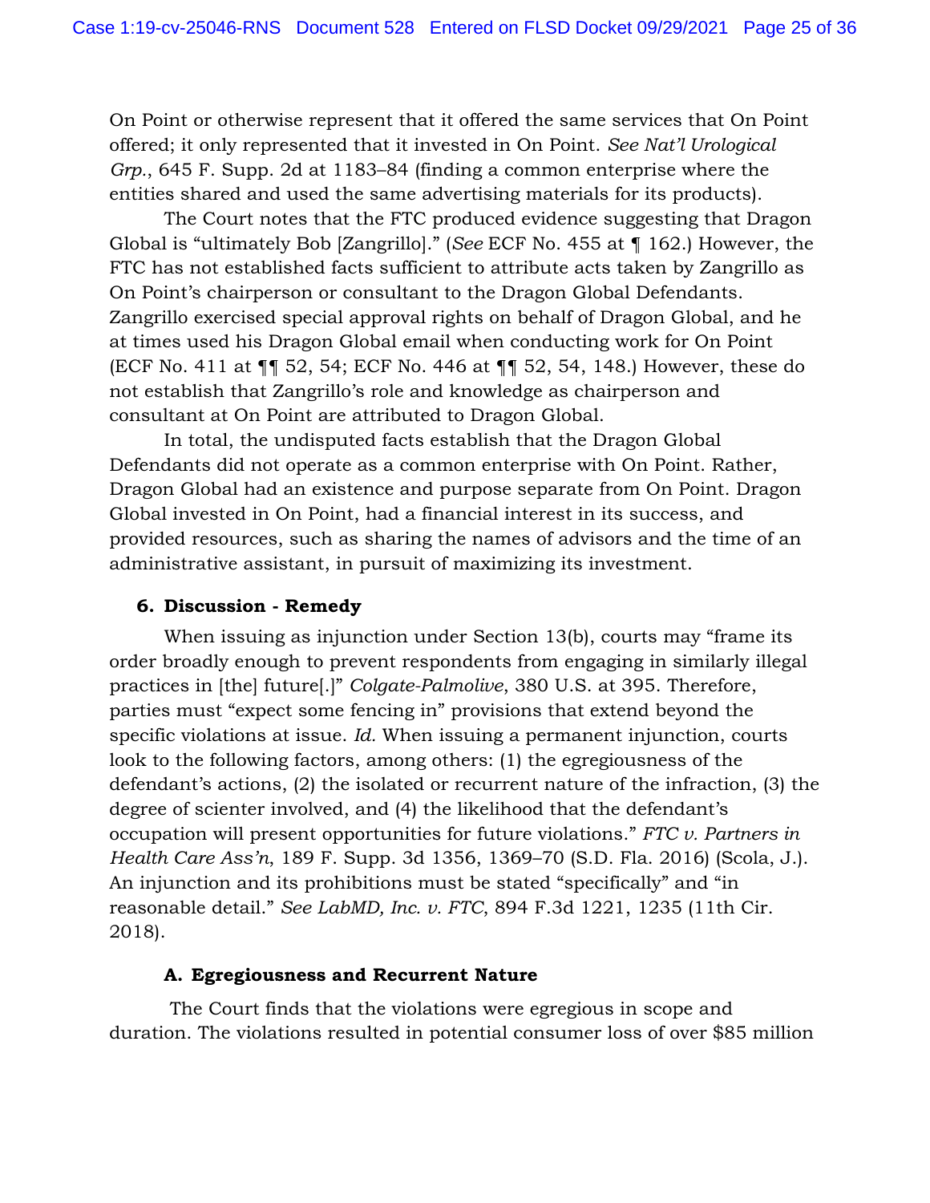On Point or otherwise represent that it offered the same services that On Point offered; it only represented that it invested in On Point. *See Nat'l Urological Grp.*, 645 F. Supp. 2d at 1183–84 (finding a common enterprise where the entities shared and used the same advertising materials for its products).

The Court notes that the FTC produced evidence suggesting that Dragon Global is "ultimately Bob [Zangrillo]." (*See* ECF No. 455 at ¶ 162.) However, the FTC has not established facts sufficient to attribute acts taken by Zangrillo as On Point's chairperson or consultant to the Dragon Global Defendants. Zangrillo exercised special approval rights on behalf of Dragon Global, and he at times used his Dragon Global email when conducting work for On Point (ECF No. 411 at ¶¶ 52, 54; ECF No. 446 at ¶¶ 52, 54, 148.) However, these do not establish that Zangrillo's role and knowledge as chairperson and consultant at On Point are attributed to Dragon Global.

In total, the undisputed facts establish that the Dragon Global Defendants did not operate as a common enterprise with On Point. Rather, Dragon Global had an existence and purpose separate from On Point. Dragon Global invested in On Point, had a financial interest in its success, and provided resources, such as sharing the names of advisors and the time of an administrative assistant, in pursuit of maximizing its investment.

### 6. Discussion - Remedy

When issuing as injunction under Section 13(b), courts may "frame its order broadly enough to prevent respondents from engaging in similarly illegal practices in [the] future[.]" *Colgate-Palmolive*, 380 U.S. at 395. Therefore, parties must "expect some fencing in" provisions that extend beyond the specific violations at issue. *Id.* When issuing a permanent injunction, courts look to the following factors, among others: (1) the egregiousness of the defendant's actions, (2) the isolated or recurrent nature of the infraction, (3) the degree of scienter involved, and (4) the likelihood that the defendant's occupation will present opportunities for future violations." *FTC v. Partners in Health Care Ass'n*, 189 F. Supp. 3d 1356, 1369–70 (S.D. Fla. 2016) (Scola, J.). An injunction and its prohibitions must be stated "specifically" and "in reasonable detail." *See LabMD, Inc. v. FTC*, 894 F.3d 1221, 1235 (11th Cir. 2018).

#### A. Egregiousness and Recurrent Nature

The Court finds that the violations were egregious in scope and duration. The violations resulted in potential consumer loss of over $85 million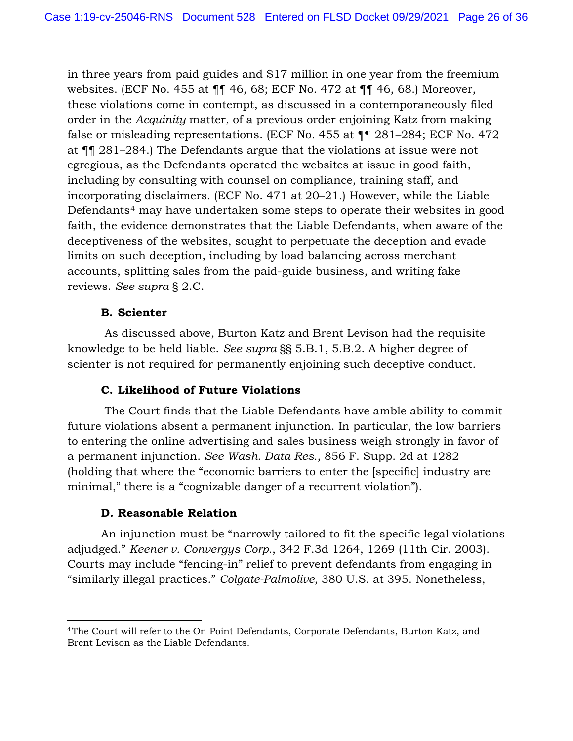in three years from paid guides and $17 million in one year from the freemium websites. (ECF No. 455 at ¶¶ 46, 68; ECF No. 472 at ¶¶ 46, 68.) Moreover, these violations come in contempt, as discussed in a contemporaneously filed order in the *Acquinity* matter, of a previous order enjoining Katz from making false or misleading representations. (ECF No. 455 at ¶¶ 281–284; ECF No. 472 at ¶¶ 281–284.) The Defendants argue that the violations at issue were not egregious, as the Defendants operated the websites at issue in good faith, including by consulting with counsel on compliance, training staff, and incorporating disclaimers. (ECF No. 471 at 20–21.) However, while the Liable Defendants[4] may have undertaken some steps to operate their websites in good faith, the evidence demonstrates that the Liable Defendants, when aware of the deceptiveness of the websites, sought to perpetuate the deception and evade limits on such deception, including by load balancing across merchant accounts, splitting sales from the paid-guide business, and writing fake reviews. *See supra* § 2.C.

### B. Scienter

As discussed above, Burton Katz and Brent Levison had the requisite knowledge to be held liable. *See supra* §§ 5.B.1, 5.B.2. A higher degree of scienter is not required for permanently enjoining such deceptive conduct.

### C. Likelihood of Future Violations

The Court finds that the Liable Defendants have amble ability to commit future violations absent a permanent injunction. In particular, the low barriers to entering the online advertising and sales business weigh strongly in favor of a permanent injunction. *See Wash. Data Res.*, 856 F. Supp. 2d at 1282 (holding that where the "economic barriers to enter the [specific] industry are minimal," there is a "cognizable danger of a recurrent violation").

### D. Reasonable Relation

An injunction must be "narrowly tailored to fit the specific legal violations adjudged." *Keener v. Convergys Corp.*, 342 F.3d 1264, 1269 (11th Cir. 2003). Courts may include "fencing-in" relief to prevent defendants from engaging in "similarly illegal practices." *Colgate-Palmolive*, 380 U.S. at 395. Nonetheless,

---

[4] The Court will refer to the On Point Defendants, Corporate Defendants, Burton Katz, and Brent Levison as the Liable Defendants.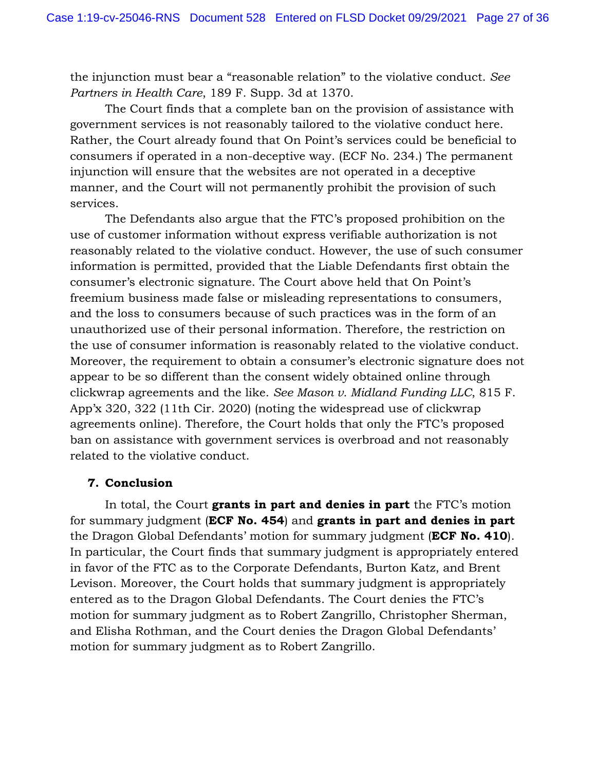the injunction must bear a "reasonable relation" to the violative conduct. *See Partners in Health Care*, 189 F. Supp. 3d at 1370.

The Court finds that a complete ban on the provision of assistance with government services is not reasonably tailored to the violative conduct here. Rather, the Court already found that On Point's services could be beneficial to consumers if operated in a non-deceptive way. (ECF No. 234.) The permanent injunction will ensure that the websites are not operated in a deceptive manner, and the Court will not permanently prohibit the provision of such services.

The Defendants also argue that the FTC's proposed prohibition on the use of customer information without express verifiable authorization is not reasonably related to the violative conduct. However, the use of such consumer information is permitted, provided that the Liable Defendants first obtain the consumer's electronic signature. The Court above held that On Point's freemium business made false or misleading representations to consumers, and the loss to consumers because of such practices was in the form of an unauthorized use of their personal information. Therefore, the restriction on the use of consumer information is reasonably related to the violative conduct. Moreover, the requirement to obtain a consumer's electronic signature does not appear to be so different than the consent widely obtained online through clickwrap agreements and the like. *See Mason v. Midland Funding LLC*, 815 F. App'x 320, 322 (11th Cir. 2020) (noting the widespread use of clickwrap agreements online). Therefore, the Court holds that only the FTC's proposed ban on assistance with government services is overbroad and not reasonably related to the violative conduct.

### 7. Conclusion

In total, the Court **grants in part and denies in part** the FTC's motion for summary judgment (**ECF No. 454**) and **grants in part and denies in part** the Dragon Global Defendants' motion for summary judgment (**ECF No. 410**). In particular, the Court finds that summary judgment is appropriately entered in favor of the FTC as to the Corporate Defendants, Burton Katz, and Brent Levison. Moreover, the Court holds that summary judgment is appropriately entered as to the Dragon Global Defendants. The Court denies the FTC's motion for summary judgment as to Robert Zangrillo, Christopher Sherman, and Elisha Rothman, and the Court denies the Dragon Global Defendants' motion for summary judgment as to Robert Zangrillo.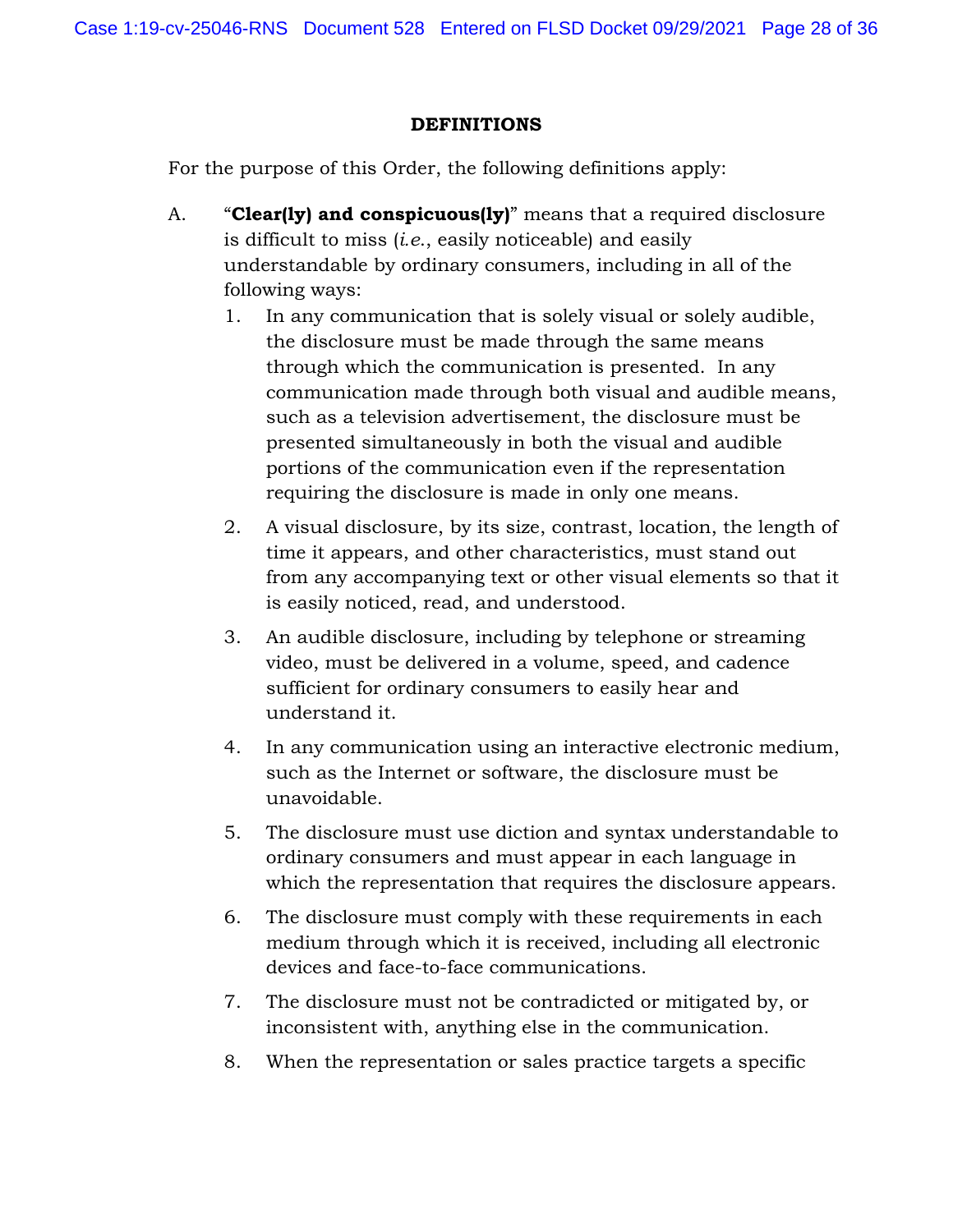**DEFINITIONS**

For the purpose of this Order, the following definitions apply:

A. "**Clear(ly) and conspicuous(ly)**" means that a required disclosure is difficult to miss (*i.e.*, easily noticeable) and easily understandable by ordinary consumers, including in all of the following ways:

   1. In any communication that is solely visual or solely audible, the disclosure must be made through the same means through which the communication is presented. In any communication made through both visual and audible means, such as a television advertisement, the disclosure must be presented simultaneously in both the visual and audible portions of the communication even if the representation requiring the disclosure is made in only one means.

   2. A visual disclosure, by its size, contrast, location, the length of time it appears, and other characteristics, must stand out from any accompanying text or other visual elements so that it is easily noticed, read, and understood.

   3. An audible disclosure, including by telephone or streaming video, must be delivered in a volume, speed, and cadence sufficient for ordinary consumers to easily hear and understand it.

   4. In any communication using an interactive electronic medium, such as the Internet or software, the disclosure must be unavoidable.

   5. The disclosure must use diction and syntax understandable to ordinary consumers and must appear in each language in which the representation that requires the disclosure appears.

   6. The disclosure must comply with these requirements in each medium through which it is received, including all electronic devices and face-to-face communications.

   7. The disclosure must not be contradicted or mitigated by, or inconsistent with, anything else in the communication.

   8. When the representation or sales practice targets a specific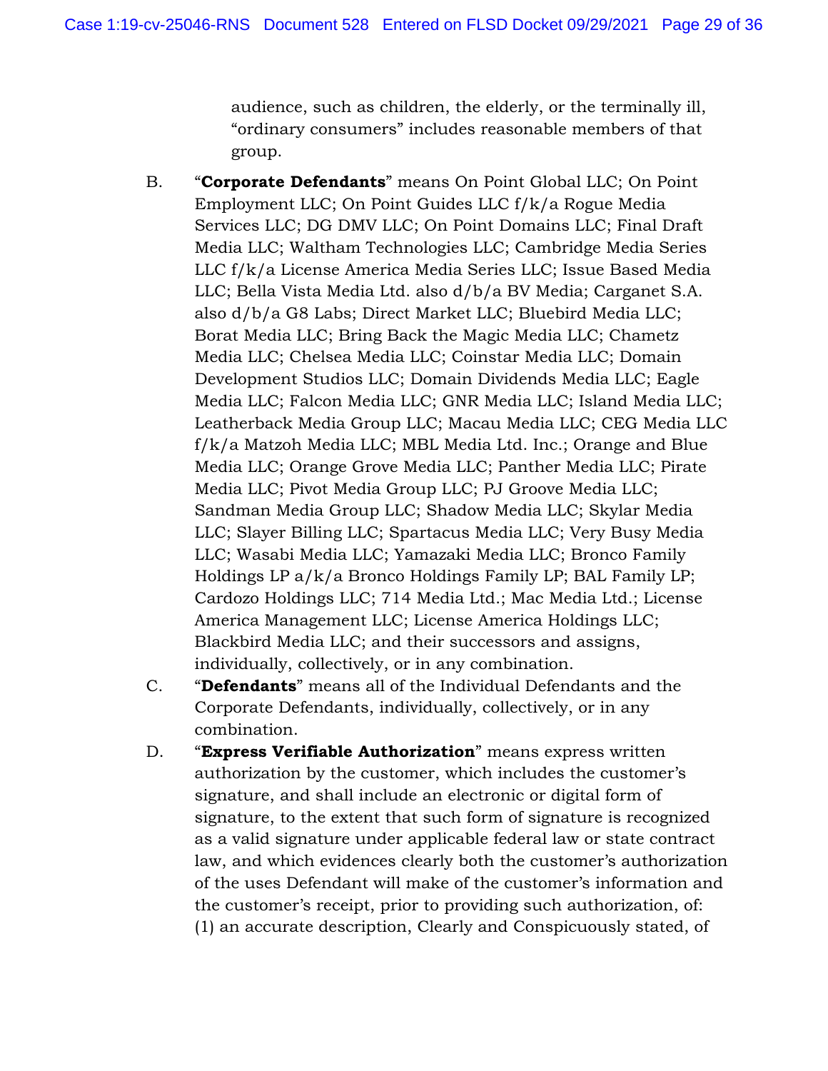audience, such as children, the elderly, or the terminally ill, "ordinary consumers" includes reasonable members of that group.

B. "**Corporate Defendants**" means On Point Global LLC; On Point Employment LLC; On Point Guides LLC f/k/a Rogue Media Services LLC; DG DMV LLC; On Point Domains LLC; Final Draft Media LLC; Waltham Technologies LLC; Cambridge Media Series LLC f/k/a License America Media Series LLC; Issue Based Media LLC; Bella Vista Media Ltd. also d/b/a BV Media; Carganet S.A. also d/b/a G8 Labs; Direct Market LLC; Bluebird Media LLC; Borat Media LLC; Bring Back the Magic Media LLC; Chametz Media LLC; Chelsea Media LLC; Coinstar Media LLC; Domain Development Studios LLC; Domain Dividends Media LLC; Eagle Media LLC; Falcon Media LLC; GNR Media LLC; Island Media LLC; Leatherback Media Group LLC; Macau Media LLC; CEG Media LLC f/k/a Matzoh Media LLC; MBL Media Ltd. Inc.; Orange and Blue Media LLC; Orange Grove Media LLC; Panther Media LLC; Pirate Media LLC; Pivot Media Group LLC; PJ Groove Media LLC; Sandman Media Group LLC; Shadow Media LLC; Skylar Media LLC; Slayer Billing LLC; Spartacus Media LLC; Very Busy Media LLC; Wasabi Media LLC; Yamazaki Media LLC; Bronco Family Holdings LP a/k/a Bronco Holdings Family LP; BAL Family LP; Cardozo Holdings LLC; 714 Media Ltd.; Mac Media Ltd.; License America Management LLC; License America Holdings LLC; Blackbird Media LLC; and their successors and assigns, individually, collectively, or in any combination.

C. "**Defendants**" means all of the Individual Defendants and the Corporate Defendants, individually, collectively, or in any combination.

D. "**Express Verifiable Authorization**" means express written authorization by the customer, which includes the customer's signature, and shall include an electronic or digital form of signature, to the extent that such form of signature is recognized as a valid signature under applicable federal law or state contract law, and which evidences clearly both the customer's authorization of the uses Defendant will make of the customer's information and the customer's receipt, prior to providing such authorization, of: (1) an accurate description, Clearly and Conspicuously stated, of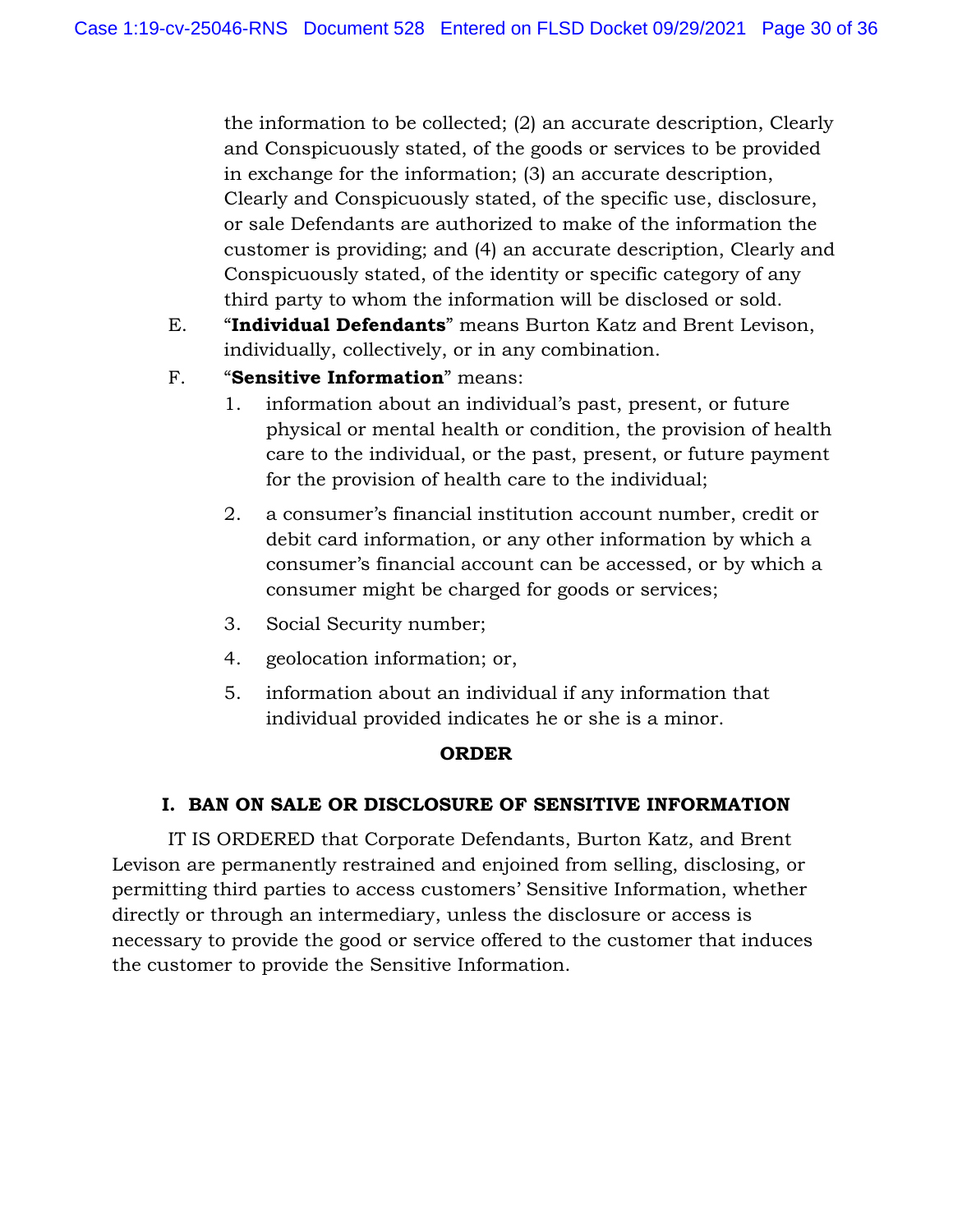the information to be collected; (2) an accurate description, Clearly and Conspicuously stated, of the goods or services to be provided in exchange for the information; (3) an accurate description, Clearly and Conspicuously stated, of the specific use, disclosure, or sale Defendants are authorized to make of the information the customer is providing; and (4) an accurate description, Clearly and Conspicuously stated, of the identity or specific category of any third party to whom the information will be disclosed or sold.

E. "**Individual Defendants**" means Burton Katz and Brent Levison, individually, collectively, or in any combination.

F. "**Sensitive Information**" means:

1. information about an individual's past, present, or future physical or mental health or condition, the provision of health care to the individual, or the past, present, or future payment for the provision of health care to the individual;

2. a consumer's financial institution account number, credit or debit card information, or any other information by which a consumer's financial account can be accessed, or by which a consumer might be charged for goods or services;

3. Social Security number;

4. geolocation information; or,

5. information about an individual if any information that individual provided indicates he or she is a minor.

**ORDER**

**I. BAN ON SALE OR DISCLOSURE OF SENSITIVE INFORMATION**

IT IS ORDERED that Corporate Defendants, Burton Katz, and Brent Levison are permanently restrained and enjoined from selling, disclosing, or permitting third parties to access customers' Sensitive Information, whether directly or through an intermediary, unless the disclosure or access is necessary to provide the good or service offered to the customer that induces the customer to provide the Sensitive Information.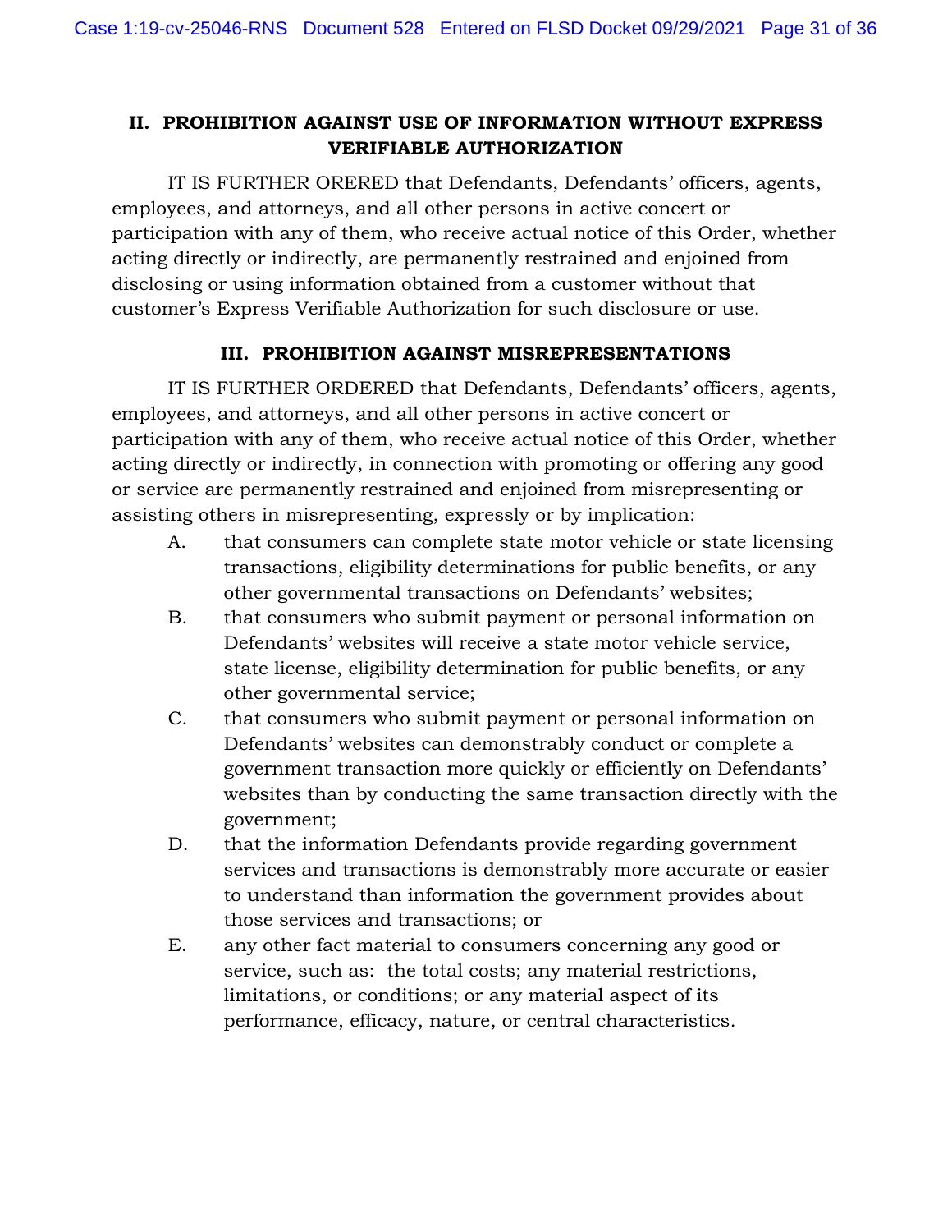## II. PROHIBITION AGAINST USE OF INFORMATION WITHOUT EXPRESS VERIFIABLE AUTHORIZATION

IT IS FURTHER ORERED that Defendants, Defendants' officers, agents, employees, and attorneys, and all other persons in active concert or participation with any of them, who receive actual notice of this Order, whether acting directly or indirectly, are permanently restrained and enjoined from disclosing or using information obtained from a customer without that customer's Express Verifiable Authorization for such disclosure or use.

## III. PROHIBITION AGAINST MISREPRESENTATIONS

IT IS FURTHER ORDERED that Defendants, Defendants' officers, agents, employees, and attorneys, and all other persons in active concert or participation with any of them, who receive actual notice of this Order, whether acting directly or indirectly, in connection with promoting or offering any good or service are permanently restrained and enjoined from misrepresenting or assisting others in misrepresenting, expressly or by implication:

A. that consumers can complete state motor vehicle or state licensing transactions, eligibility determinations for public benefits, or any other governmental transactions on Defendants' websites;

B. that consumers who submit payment or personal information on Defendants' websites will receive a state motor vehicle service, state license, eligibility determination for public benefits, or any other governmental service;

C. that consumers who submit payment or personal information on Defendants' websites can demonstrably conduct or complete a government transaction more quickly or efficiently on Defendants' websites than by conducting the same transaction directly with the government;

D. that the information Defendants provide regarding government services and transactions is demonstrably more accurate or easier to understand than information the government provides about those services and transactions; or

E. any other fact material to consumers concerning any good or service, such as: the total costs; any material restrictions, limitations, or conditions; or any material aspect of its performance, efficacy, nature, or central characteristics.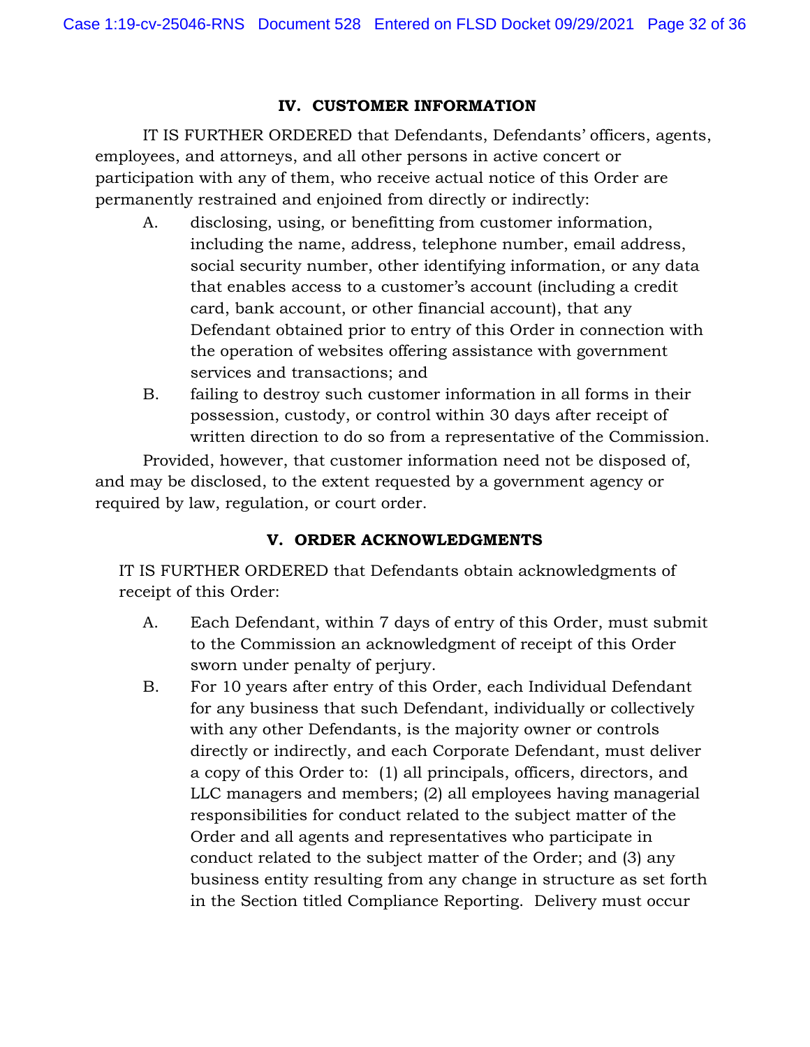## IV. CUSTOMER INFORMATION

IT IS FURTHER ORDERED that Defendants, Defendants' officers, agents, employees, and attorneys, and all other persons in active concert or participation with any of them, who receive actual notice of this Order are permanently restrained and enjoined from directly or indirectly:

A. disclosing, using, or benefitting from customer information, including the name, address, telephone number, email address, social security number, other identifying information, or any data that enables access to a customer's account (including a credit card, bank account, or other financial account), that any Defendant obtained prior to entry of this Order in connection with the operation of websites offering assistance with government services and transactions; and

B. failing to destroy such customer information in all forms in their possession, custody, or control within 30 days after receipt of written direction to do so from a representative of the Commission.

Provided, however, that customer information need not be disposed of, and may be disclosed, to the extent requested by a government agency or required by law, regulation, or court order.

## V. ORDER ACKNOWLEDGMENTS

IT IS FURTHER ORDERED that Defendants obtain acknowledgments of receipt of this Order:

A. Each Defendant, within 7 days of entry of this Order, must submit to the Commission an acknowledgment of receipt of this Order sworn under penalty of perjury.

B. For 10 years after entry of this Order, each Individual Defendant for any business that such Defendant, individually or collectively with any other Defendants, is the majority owner or controls directly or indirectly, and each Corporate Defendant, must deliver a copy of this Order to: (1) all principals, officers, directors, and LLC managers and members; (2) all employees having managerial responsibilities for conduct related to the subject matter of the Order and all agents and representatives who participate in conduct related to the subject matter of the Order; and (3) any business entity resulting from any change in structure as set forth in the Section titled Compliance Reporting. Delivery must occur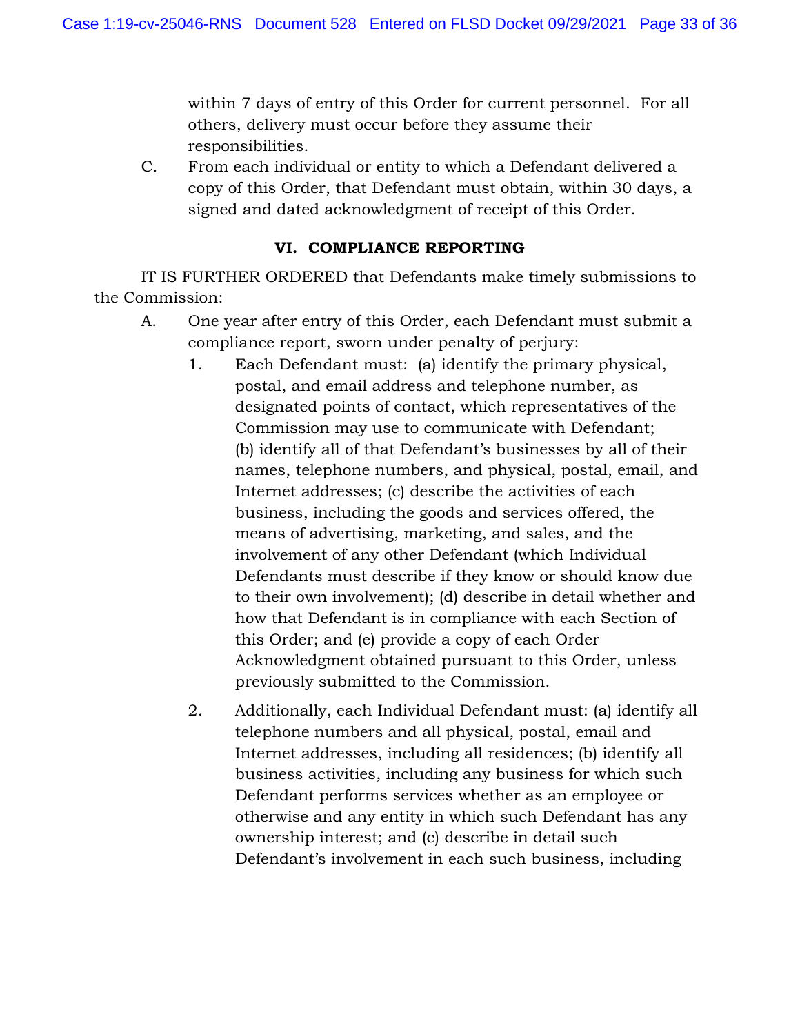within 7 days of entry of this Order for current personnel. For all others, delivery must occur before they assume their responsibilities.

C. From each individual or entity to which a Defendant delivered a copy of this Order, that Defendant must obtain, within 30 days, a signed and dated acknowledgment of receipt of this Order.

## VI. COMPLIANCE REPORTING

IT IS FURTHER ORDERED that Defendants make timely submissions to the Commission:

A. One year after entry of this Order, each Defendant must submit a compliance report, sworn under penalty of perjury:

1. Each Defendant must: (a) identify the primary physical, postal, and email address and telephone number, as designated points of contact, which representatives of the Commission may use to communicate with Defendant; (b) identify all of that Defendant's businesses by all of their names, telephone numbers, and physical, postal, email, and Internet addresses; (c) describe the activities of each business, including the goods and services offered, the means of advertising, marketing, and sales, and the involvement of any other Defendant (which Individual Defendants must describe if they know or should know due to their own involvement); (d) describe in detail whether and how that Defendant is in compliance with each Section of this Order; and (e) provide a copy of each Order Acknowledgment obtained pursuant to this Order, unless previously submitted to the Commission.

2. Additionally, each Individual Defendant must: (a) identify all telephone numbers and all physical, postal, email and Internet addresses, including all residences; (b) identify all business activities, including any business for which such Defendant performs services whether as an employee or otherwise and any entity in which such Defendant has any ownership interest; and (c) describe in detail such Defendant's involvement in each such business, including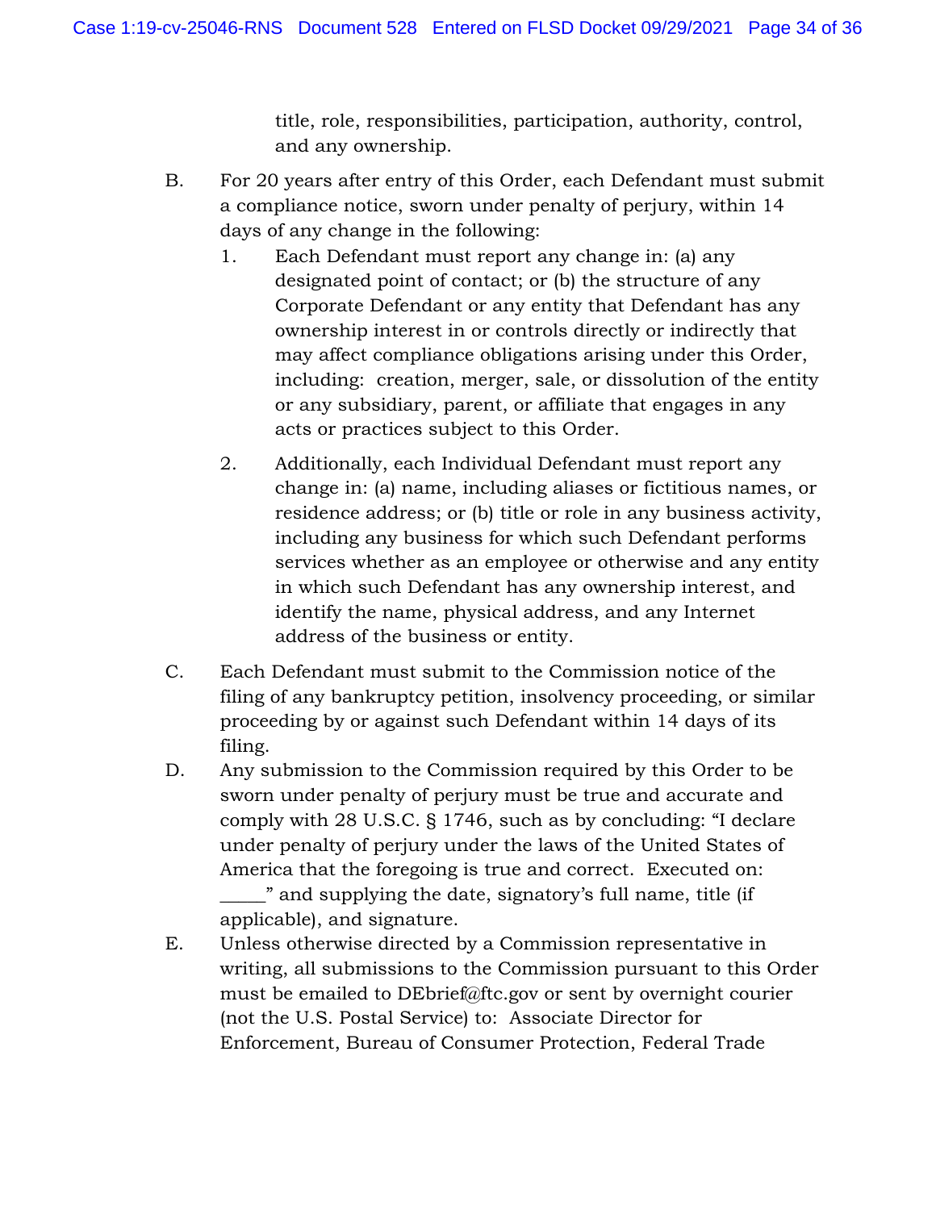title, role, responsibilities, participation, authority, control, and any ownership.

B. For 20 years after entry of this Order, each Defendant must submit a compliance notice, sworn under penalty of perjury, within 14 days of any change in the following:

   1. Each Defendant must report any change in: (a) any designated point of contact; or (b) the structure of any Corporate Defendant or any entity that Defendant has any ownership interest in or controls directly or indirectly that may affect compliance obligations arising under this Order, including: creation, merger, sale, or dissolution of the entity or any subsidiary, parent, or affiliate that engages in any acts or practices subject to this Order.

   2. Additionally, each Individual Defendant must report any change in: (a) name, including aliases or fictitious names, or residence address; or (b) title or role in any business activity, including any business for which such Defendant performs services whether as an employee or otherwise and any entity in which such Defendant has any ownership interest, and identify the name, physical address, and any Internet address of the business or entity.

C. Each Defendant must submit to the Commission notice of the filing of any bankruptcy petition, insolvency proceeding, or similar proceeding by or against such Defendant within 14 days of its filing.

D. Any submission to the Commission required by this Order to be sworn under penalty of perjury must be true and accurate and comply with 28 U.S.C. § 1746, such as by concluding: "I declare under penalty of perjury under the laws of the United States of America that the foregoing is true and correct. Executed on: _____" and supplying the date, signatory's full name, title (if applicable), and signature.

E. Unless otherwise directed by a Commission representative in writing, all submissions to the Commission pursuant to this Order must be emailed to DEbrief@ftc.gov or sent by overnight courier (not the U.S. Postal Service) to: Associate Director for Enforcement, Bureau of Consumer Protection, Federal Trade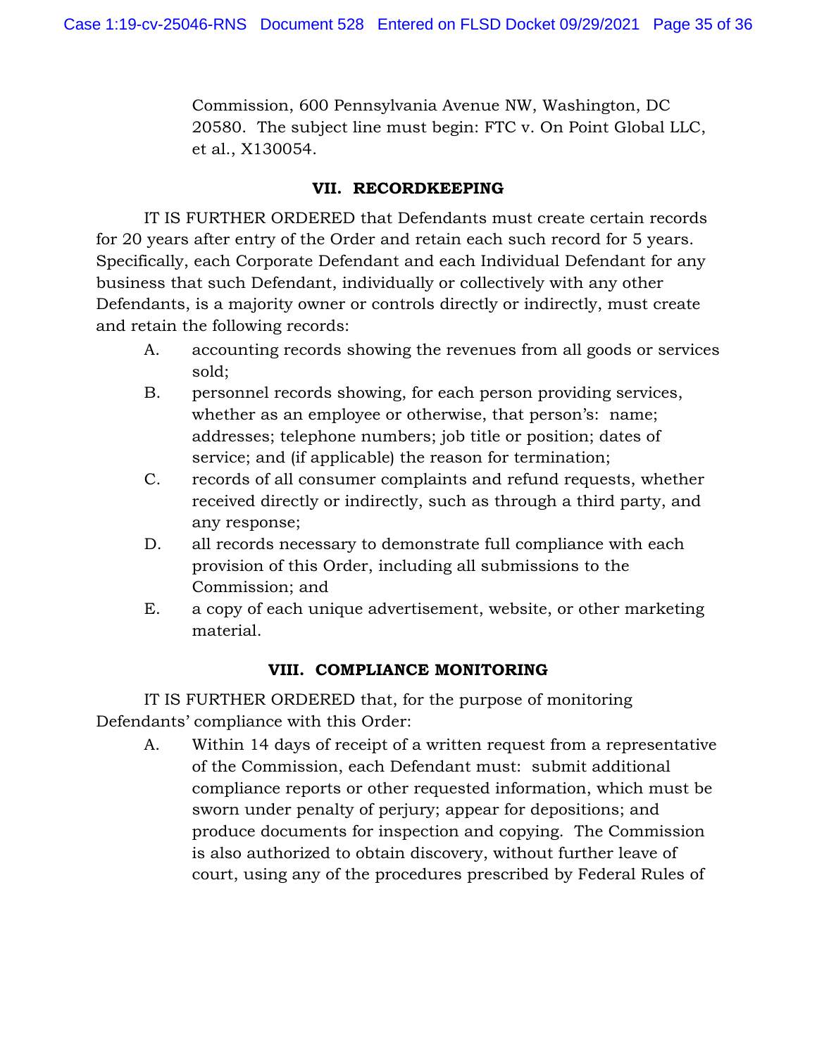Commission, 600 Pennsylvania Avenue NW, Washington, DC 20580. The subject line must begin: FTC v. On Point Global LLC, et al., X130054.

## VII. RECORDKEEPING

IT IS FURTHER ORDERED that Defendants must create certain records for 20 years after entry of the Order and retain each such record for 5 years. Specifically, each Corporate Defendant and each Individual Defendant for any business that such Defendant, individually or collectively with any other Defendants, is a majority owner or controls directly or indirectly, must create and retain the following records:

A. accounting records showing the revenues from all goods or services sold;

B. personnel records showing, for each person providing services, whether as an employee or otherwise, that person's: name; addresses; telephone numbers; job title or position; dates of service; and (if applicable) the reason for termination;

C. records of all consumer complaints and refund requests, whether received directly or indirectly, such as through a third party, and any response;

D. all records necessary to demonstrate full compliance with each provision of this Order, including all submissions to the Commission; and

E. a copy of each unique advertisement, website, or other marketing material.

## VIII. COMPLIANCE MONITORING

IT IS FURTHER ORDERED that, for the purpose of monitoring Defendants' compliance with this Order:

A. Within 14 days of receipt of a written request from a representative of the Commission, each Defendant must: submit additional compliance reports or other requested information, which must be sworn under penalty of perjury; appear for depositions; and produce documents for inspection and copying. The Commission is also authorized to obtain discovery, without further leave of court, using any of the procedures prescribed by Federal Rules of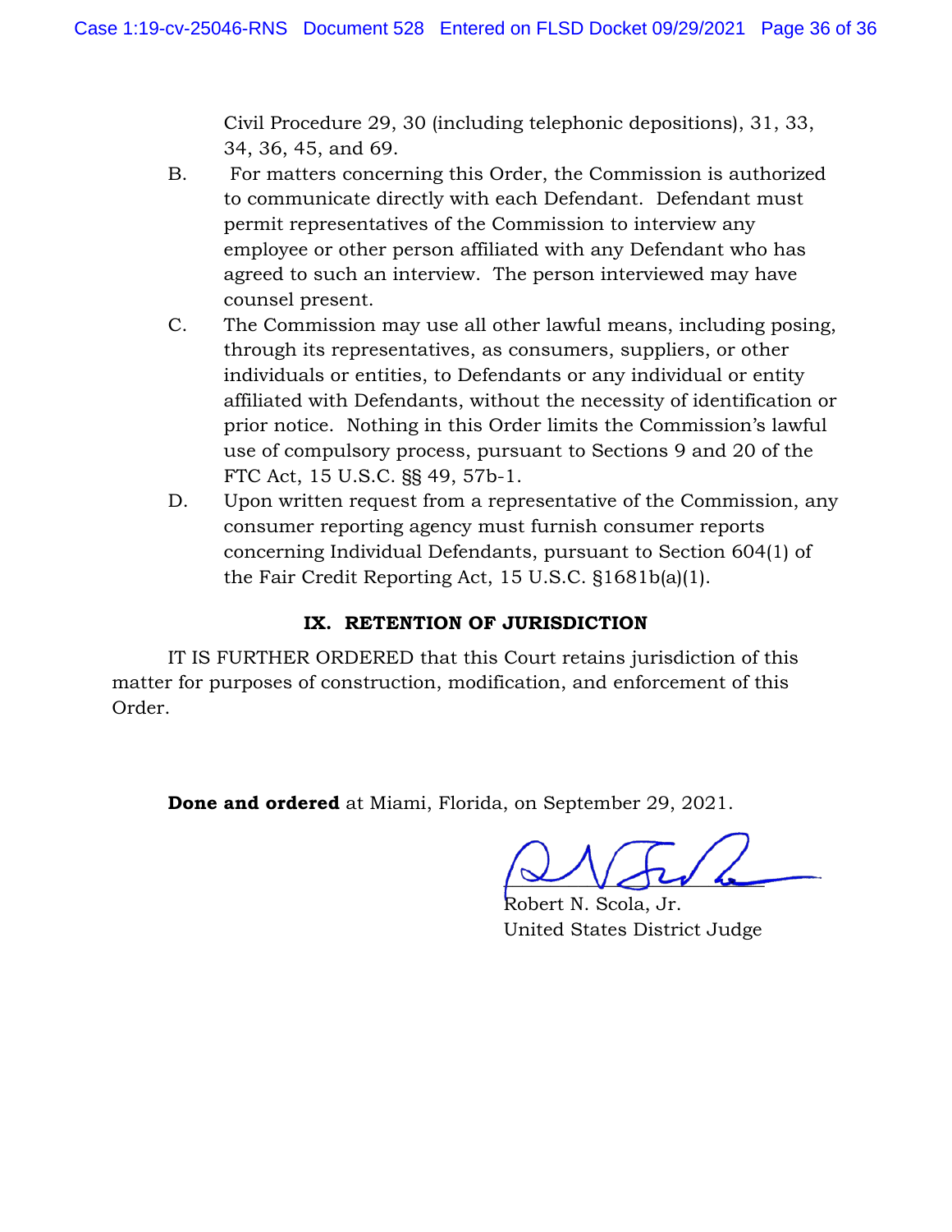Civil Procedure 29, 30 (including telephonic depositions), 31, 33, 34, 36, 45, and 69.

B. For matters concerning this Order, the Commission is authorized to communicate directly with each Defendant. Defendant must permit representatives of the Commission to interview any employee or other person affiliated with any Defendant who has agreed to such an interview. The person interviewed may have counsel present.

C. The Commission may use all other lawful means, including posing, through its representatives, as consumers, suppliers, or other individuals or entities, to Defendants or any individual or entity affiliated with Defendants, without the necessity of identification or prior notice. Nothing in this Order limits the Commission's lawful use of compulsory process, pursuant to Sections 9 and 20 of the FTC Act, 15 U.S.C. §§ 49, 57b-1.

D. Upon written request from a representative of the Commission, any consumer reporting agency must furnish consumer reports concerning Individual Defendants, pursuant to Section 604(1) of the Fair Credit Reporting Act, 15 U.S.C. §1681b(a)(1).

## IX. RETENTION OF JURISDICTION

IT IS FURTHER ORDERED that this Court retains jurisdiction of this matter for purposes of construction, modification, and enforcement of this Order.

**Done and ordered** at Miami, Florida, on September 29, 2021.

Robert N. Scola, Jr.
United States District Judge